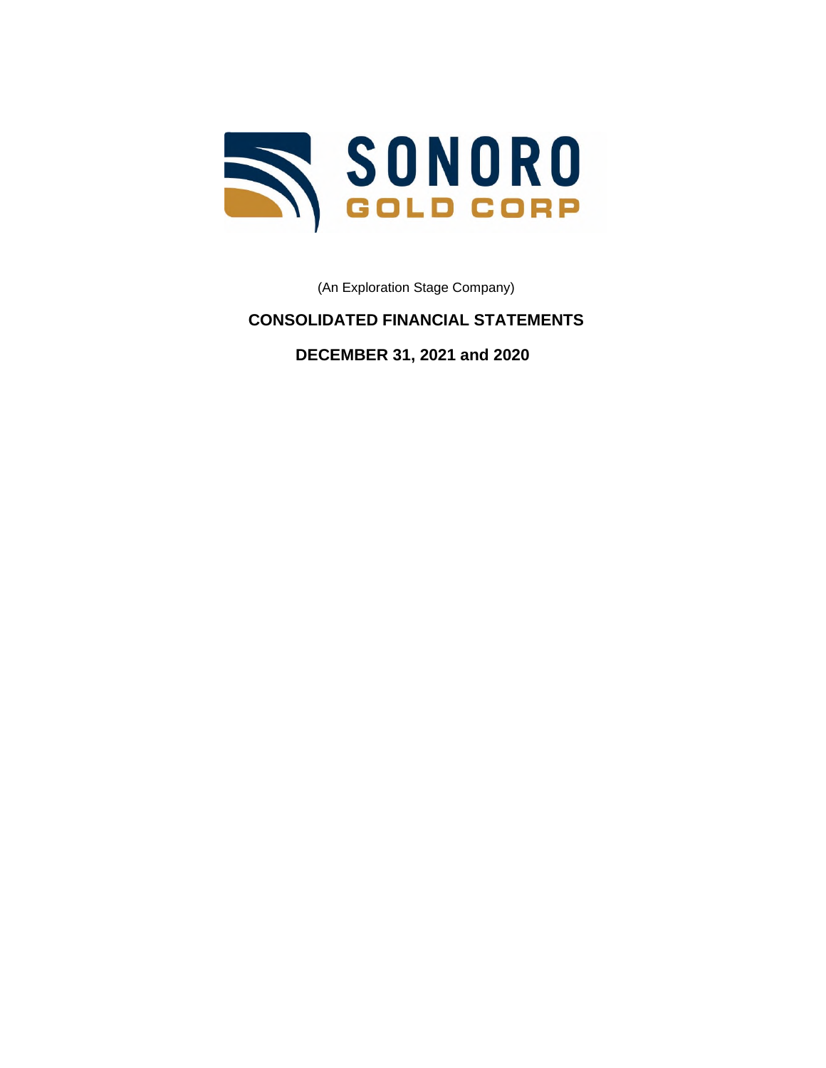SONORO GOLD CORP

(An Exploration Stage Company)

# CONSOLIDATED FINANCIAL STATEMENTS

## DECEMBER 31, 2021 and 2020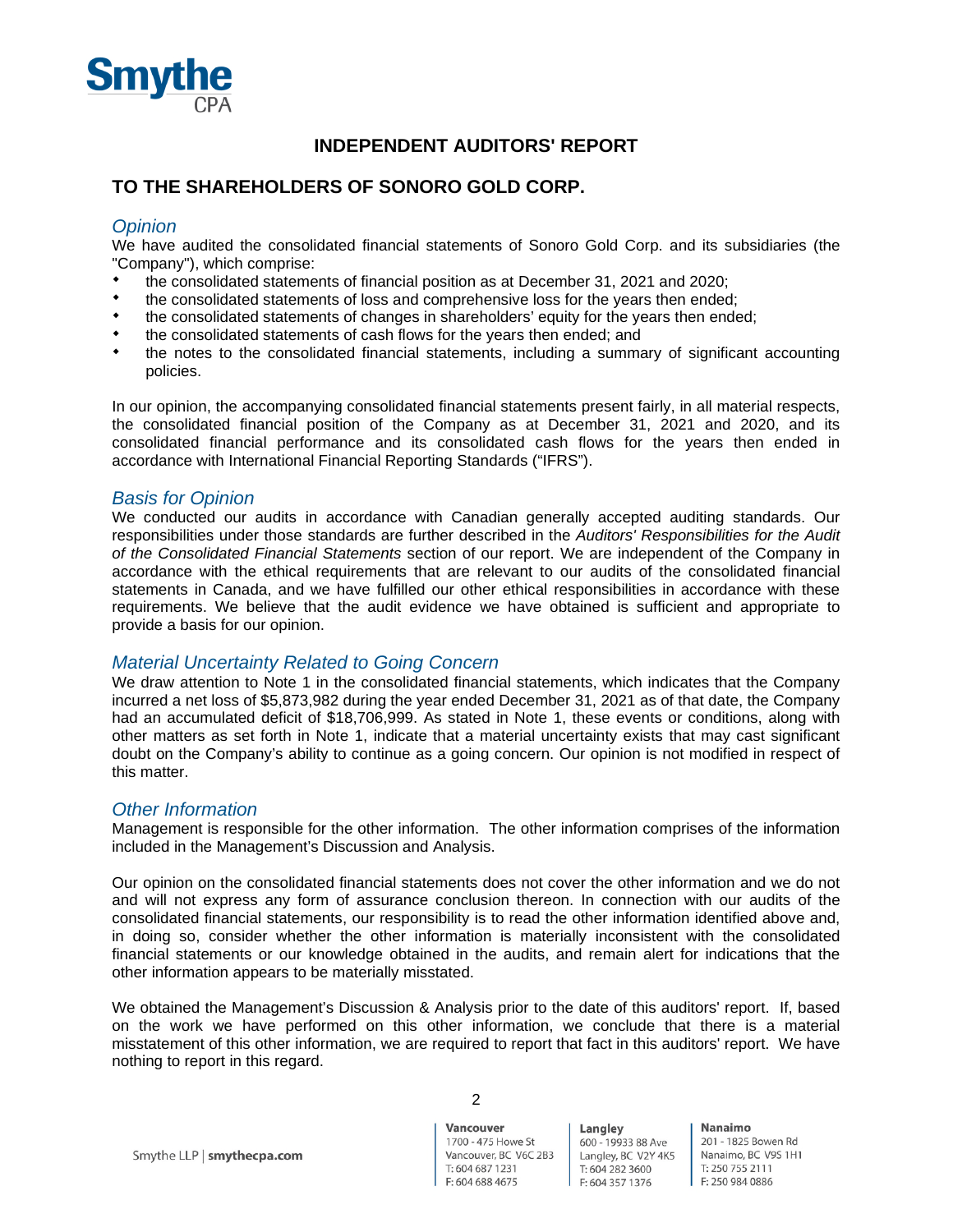# INDEPENDENT AUDITORS' REPORT

## TO THE SHAREHOLDERS OF SONORO GOLD CORP.

### *Opinion*

We have audited the consolidated financial statements of Sonoro Gold Corp. and its subsidiaries (the "Company"), which comprise:

- the consolidated statements of financial position as at December 31, 2021 and 2020;
- the consolidated statements of loss and comprehensive loss for the years then ended;
- the consolidated statements of changes in shareholders' equity for the years then ended;
- the consolidated statements of cash flows for the years then ended; and
- the notes to the consolidated financial statements, including a summary of significant accounting policies.

In our opinion, the accompanying consolidated financial statements present fairly, in all material respects, the consolidated financial position of the Company as at December 31, 2021 and 2020, and its consolidated financial performance and its consolidated cash flows for the years then ended in accordance with International Financial Reporting Standards ("IFRS").

### *Basis for Opinion*

We conducted our audits in accordance with Canadian generally accepted auditing standards. Our responsibilities under those standards are further described in the *Auditors' Responsibilities for the Audit of the Consolidated Financial Statements* section of our report. We are independent of the Company in accordance with the ethical requirements that are relevant to our audits of the consolidated financial statements in Canada, and we have fulfilled our other ethical responsibilities in accordance with these requirements. We believe that the audit evidence we have obtained is sufficient and appropriate to provide a basis for our opinion.

### *Material Uncertainty Related to Going Concern*

We draw attention to Note 1 in the consolidated financial statements, which indicates that the Company incurred a net loss of $5,873,982 during the year ended December 31, 2021 as of that date, the Company had an accumulated deficit of $18,706,999. As stated in Note 1, these events or conditions, along with other matters as set forth in Note 1, indicate that a material uncertainty exists that may cast significant doubt on the Company's ability to continue as a going concern. Our opinion is not modified in respect of this matter.

### *Other Information*

Management is responsible for the other information. The other information comprises of the information included in the Management's Discussion and Analysis.

Our opinion on the consolidated financial statements does not cover the other information and we do not and will not express any form of assurance conclusion thereon. In connection with our audits of the consolidated financial statements, our responsibility is to read the other information identified above and, in doing so, consider whether the other information is materially inconsistent with the consolidated financial statements or our knowledge obtained in the audits, and remain alert for indications that the other information appears to be materially misstated.

We obtained the Management's Discussion & Analysis prior to the date of this auditors' report. If, based on the work we have performed on this other information, we conclude that there is a material misstatement of this other information, we are required to report that fact in this auditors' report. We have nothing to report in this regard.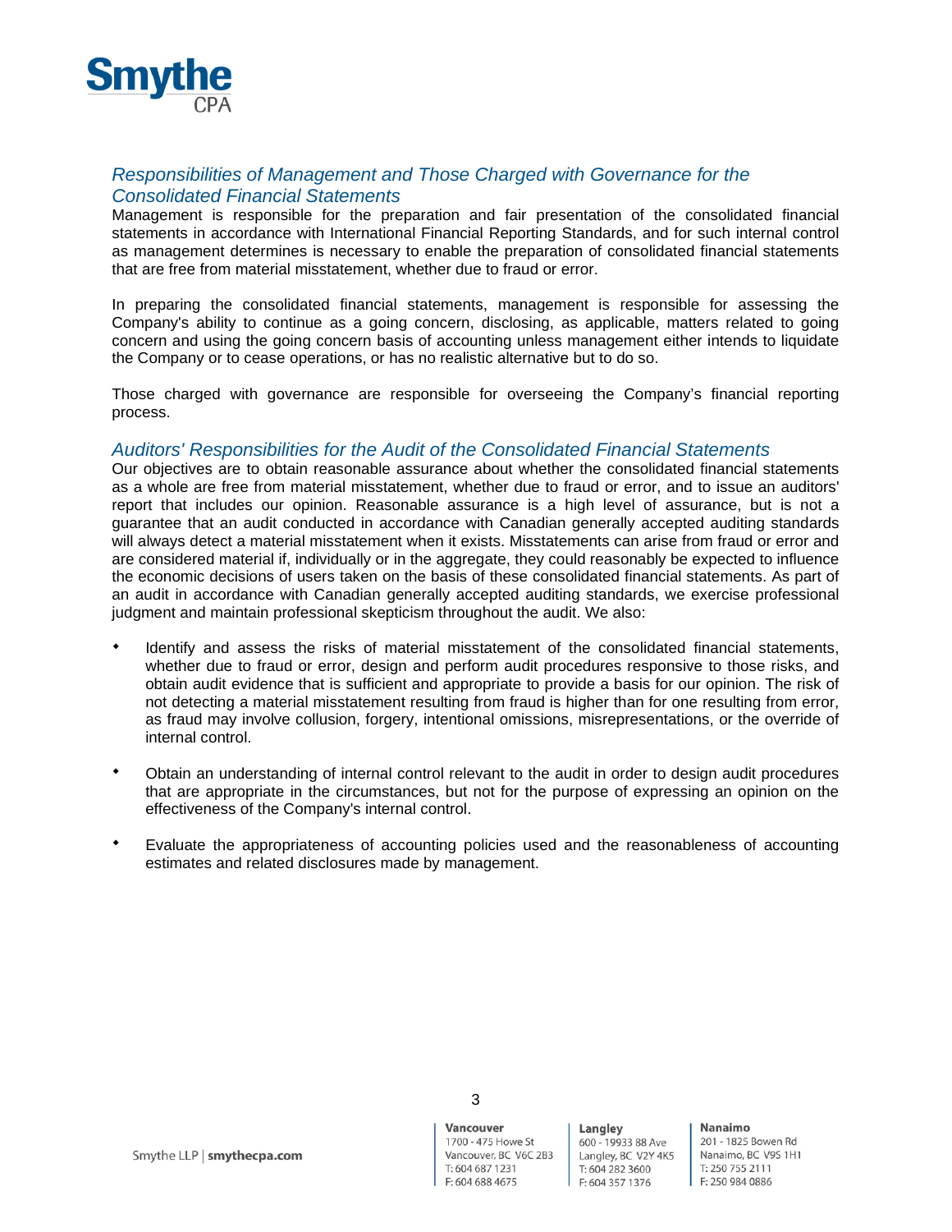### *Responsibilities of Management and Those Charged with Governance for the Consolidated Financial Statements*

Management is responsible for the preparation and fair presentation of the consolidated financial statements in accordance with International Financial Reporting Standards, and for such internal control as management determines is necessary to enable the preparation of consolidated financial statements that are free from material misstatement, whether due to fraud or error.

In preparing the consolidated financial statements, management is responsible for assessing the Company's ability to continue as a going concern, disclosing, as applicable, matters related to going concern and using the going concern basis of accounting unless management either intends to liquidate the Company or to cease operations, or has no realistic alternative but to do so.

Those charged with governance are responsible for overseeing the Company's financial reporting process.

### *Auditors' Responsibilities for the Audit of the Consolidated Financial Statements*

Our objectives are to obtain reasonable assurance about whether the consolidated financial statements as a whole are free from material misstatement, whether due to fraud or error, and to issue an auditors' report that includes our opinion. Reasonable assurance is a high level of assurance, but is not a guarantee that an audit conducted in accordance with Canadian generally accepted auditing standards will always detect a material misstatement when it exists. Misstatements can arise from fraud or error and are considered material if, individually or in the aggregate, they could reasonably be expected to influence the economic decisions of users taken on the basis of these consolidated financial statements. As part of an audit in accordance with Canadian generally accepted auditing standards, we exercise professional judgment and maintain professional skepticism throughout the audit. We also:

- Identify and assess the risks of material misstatement of the consolidated financial statements, whether due to fraud or error, design and perform audit procedures responsive to those risks, and obtain audit evidence that is sufficient and appropriate to provide a basis for our opinion. The risk of not detecting a material misstatement resulting from fraud is higher than for one resulting from error, as fraud may involve collusion, forgery, intentional omissions, misrepresentations, or the override of internal control.

- Obtain an understanding of internal control relevant to the audit in order to design audit procedures that are appropriate in the circumstances, but not for the purpose of expressing an opinion on the effectiveness of the Company's internal control.

- Evaluate the appropriateness of accounting policies used and the reasonableness of accounting estimates and related disclosures made by management.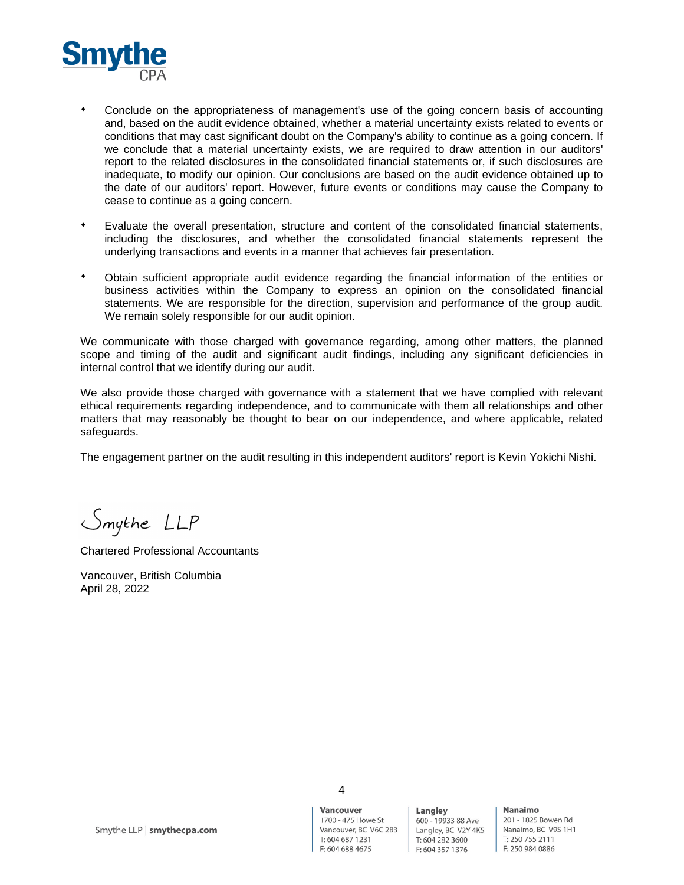- Conclude on the appropriateness of management's use of the going concern basis of accounting and, based on the audit evidence obtained, whether a material uncertainty exists related to events or conditions that may cast significant doubt on the Company's ability to continue as a going concern. If we conclude that a material uncertainty exists, we are required to draw attention in our auditors' report to the related disclosures in the consolidated financial statements or, if such disclosures are inadequate, to modify our opinion. Our conclusions are based on the audit evidence obtained up to the date of our auditors' report. However, future events or conditions may cause the Company to cease to continue as a going concern.

- Evaluate the overall presentation, structure and content of the consolidated financial statements, including the disclosures, and whether the consolidated financial statements represent the underlying transactions and events in a manner that achieves fair presentation.

- Obtain sufficient appropriate audit evidence regarding the financial information of the entities or business activities within the Company to express an opinion on the consolidated financial statements. We are responsible for the direction, supervision and performance of the group audit. We remain solely responsible for our audit opinion.

We communicate with those charged with governance regarding, among other matters, the planned scope and timing of the audit and significant audit findings, including any significant deficiencies in internal control that we identify during our audit.

We also provide those charged with governance with a statement that we have complied with relevant ethical requirements regarding independence, and to communicate with them all relationships and other matters that may reasonably be thought to bear on our independence, and where applicable, related safeguards.

The engagement partner on the audit resulting in this independent auditors' report is Kevin Yokichi Nishi.

Smythe LLP

Chartered Professional Accountants

Vancouver, British Columbia
April 28, 2022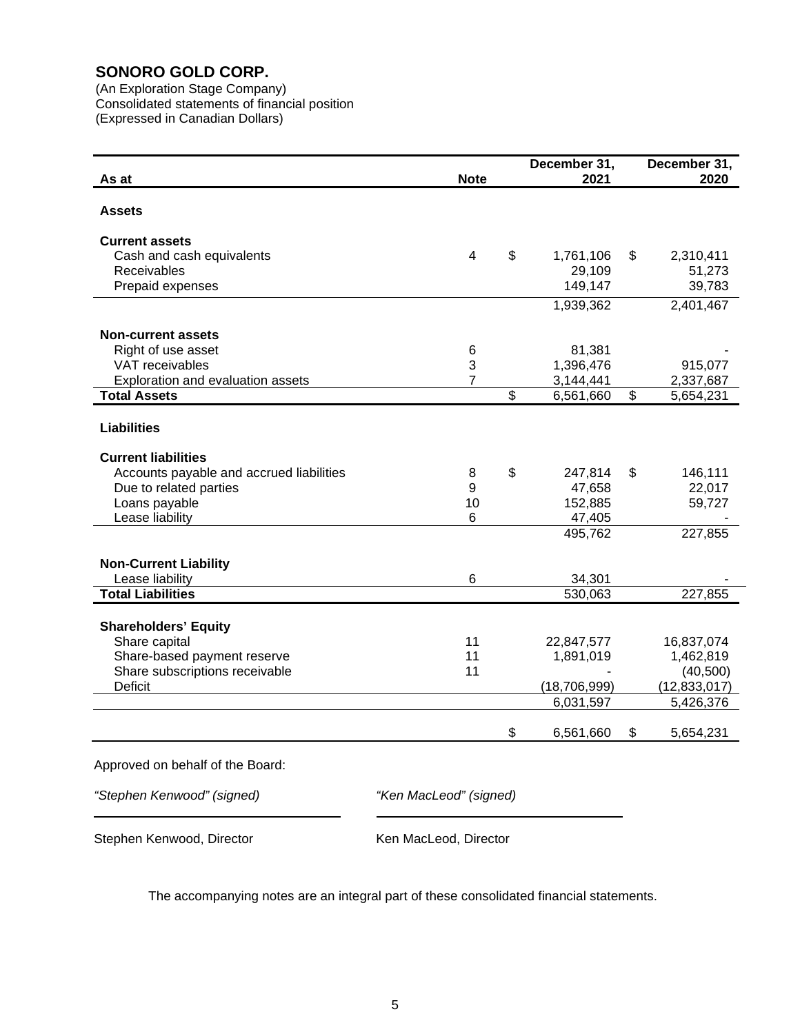# SONORO GOLD CORP.

(An Exploration Stage Company)
Consolidated statements of financial position
(Expressed in Canadian Dollars)

| As at | Note | December 31, 2021 | December 31, 2020 |
|---|---|---|---|
| **Assets** | | | |
| **Current assets** | | | |
| Cash and cash equivalents | 4 | $ 1,761,106 | $ 2,310,411 |
| Receivables | | 29,109 | 51,273 |
| Prepaid expenses | | 149,147 | 39,783 |
| | | 1,939,362 | 2,401,467 |
| **Non-current assets** | | | |
| Right of use asset | 6 | 81,381 | - |
| VAT receivables | 3 | 1,396,476 | 915,077 |
| Exploration and evaluation assets | 7 | 3,144,441 | 2,337,687 |
| **Total Assets** | | $ 6,561,660 | $ 5,654,231 |
| **Liabilities** | | | |
| **Current liabilities** | | | |
| Accounts payable and accrued liabilities | 8 | $ 247,814 | $ 146,111 |
| Due to related parties | 9 | 47,658 | 22,017 |
| Loans payable | 10 | 152,885 | 59,727 |
| Lease liability | 6 | 47,405 | - |
| | | 495,762 | 227,855 |
| **Non-Current Liability** | | | |
| Lease liability | 6 | 34,301 | - |
| **Total Liabilities** | | 530,063 | 227,855 |
| **Shareholders' Equity** | | | |
| Share capital | 11 | 22,847,577 | 16,837,074 |
| Share-based payment reserve | 11 | 1,891,019 | 1,462,819 |
| Share subscriptions receivable | 11 | - | (40,500) |
| Deficit | | (18,706,999) | (12,833,017) |
| | | 6,031,597 | 5,426,376 |
| | | $ 6,561,660 | $ 5,654,231 |

Approved on behalf of the Board:

*"Stephen Kenwood" (signed)* — Stephen Kenwood, Director

*"Ken MacLeod" (signed)* — Ken MacLeod, Director

The accompanying notes are an integral part of these consolidated financial statements.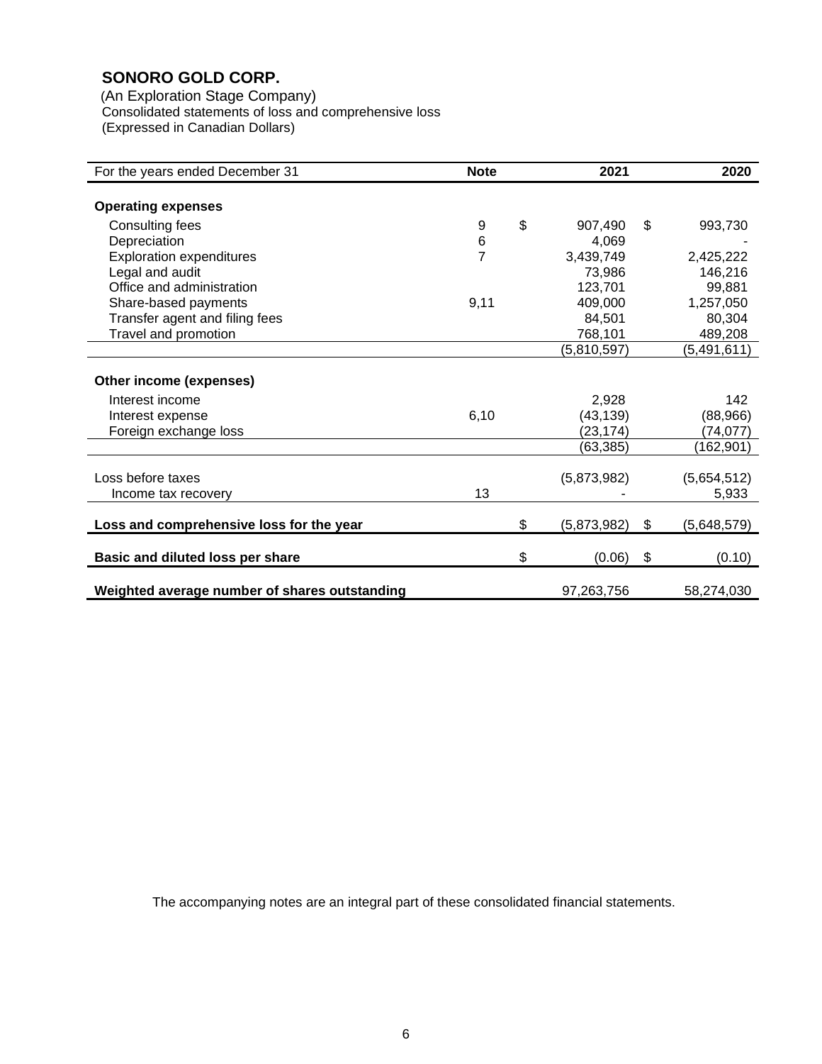# SONORO GOLD CORP.

(An Exploration Stage Company)
Consolidated statements of loss and comprehensive loss
(Expressed in Canadian Dollars)

| For the years ended December 31 | Note | 2021 | 2020 |
|---|---|---|---|
| **Operating expenses** | | | |
| Consulting fees | 9 | $ 907,490 | $ 993,730 |
| Depreciation | 6 | 4,069 | - |
| Exploration expenditures | 7 | 3,439,749 | 2,425,222 |
| Legal and audit | | 73,986 | 146,216 |
| Office and administration | | 123,701 | 99,881 |
| Share-based payments | 9,11 | 409,000 | 1,257,050 |
| Transfer agent and filing fees | | 84,501 | 80,304 |
| Travel and promotion | | 768,101 | 489,208 |
| | | (5,810,597) | (5,491,611) |
| **Other income (expenses)** | | | |
| Interest income | | 2,928 | 142 |
| Interest expense | 6,10 | (43,139) | (88,966) |
| Foreign exchange loss | | (23,174) | (74,077) |
| | | (63,385) | (162,901) |
| Loss before taxes | | (5,873,982) | (5,654,512) |
| Income tax recovery | 13 | - | 5,933 |
| **Loss and comprehensive loss for the year** | | $ (5,873,982) | $ (5,648,579) |
| **Basic and diluted loss per share** | | $ (0.06) | $ (0.10) |
| **Weighted average number of shares outstanding** | | 97,263,756 | 58,274,030 |

The accompanying notes are an integral part of these consolidated financial statements.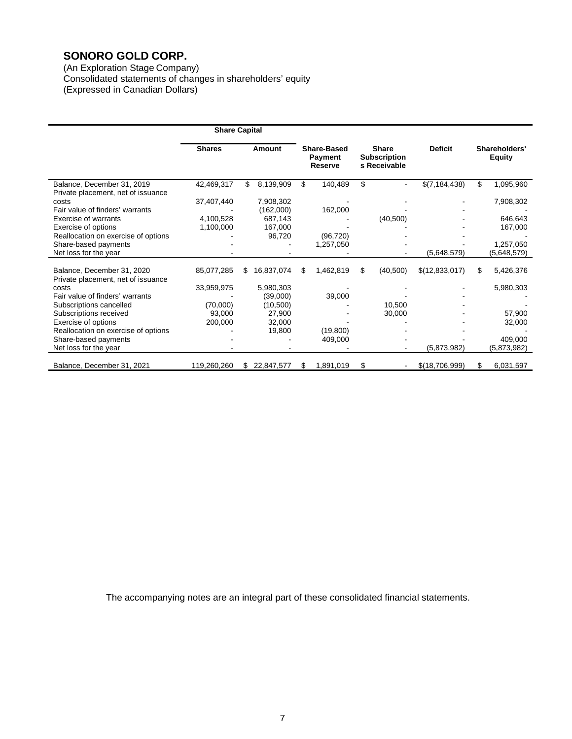**SONORO GOLD CORP.**

(An Exploration Stage Company)
Consolidated statements of changes in shareholders' equity
(Expressed in Canadian Dollars)

| | Share Capital | | | | | |
|---|---|---|---|---|---|---|
| | Shares | Amount | Share-Based Payment Reserve | Share Subscriptions Receivable | Deficit | Shareholders' Equity |
| Balance, December 31, 2019 | 42,469,317 | $ 8,139,909 | $ 140,489 | $ - | $(7,184,438) | $ 1,095,960 |
| Private placement, net of issuance costs | 37,407,440 | 7,908,302 | - | - | - | 7,908,302 |
| Fair value of finders' warrants | - | (162,000) | 162,000 | - | - | - |
| Exercise of warrants | 4,100,528 | 687,143 | - | (40,500) | - | 646,643 |
| Exercise of options | 1,100,000 | 167,000 | - | - | - | 167,000 |
| Reallocation on exercise of options | - | 96,720 | (96,720) | - | - | - |
| Share-based payments | - | - | 1,257,050 | - | - | 1,257,050 |
| Net loss for the year | - | - | - | - | (5,648,579) | (5,648,579) |
| Balance, December 31, 2020 | 85,077,285 | $ 16,837,074 | $ 1,462,819 | $ (40,500) | $(12,833,017) | $ 5,426,376 |
| Private placement, net of issuance costs | 33,959,975 | 5,980,303 | - | - | - | 5,980,303 |
| Fair value of finders' warrants | - | (39,000) | 39,000 | - | - | - |
| Subscriptions cancelled | (70,000) | (10,500) | - | 10,500 | - | - |
| Subscriptions received | 93,000 | 27,900 | - | 30,000 | - | 57,900 |
| Exercise of options | 200,000 | 32,000 | - | - | - | 32,000 |
| Reallocation on exercise of options | - | 19,800 | (19,800) | - | - | - |
| Share-based payments | - | - | 409,000 | - | - | 409,000 |
| Net loss for the year | - | - | - | - | (5,873,982) | (5,873,982) |
| Balance, December 31, 2021 | 119,260,260 | $ 22,847,577 | $ 1,891,019 | $ - | $(18,706,999) | $ 6,031,597 |

The accompanying notes are an integral part of these consolidated financial statements.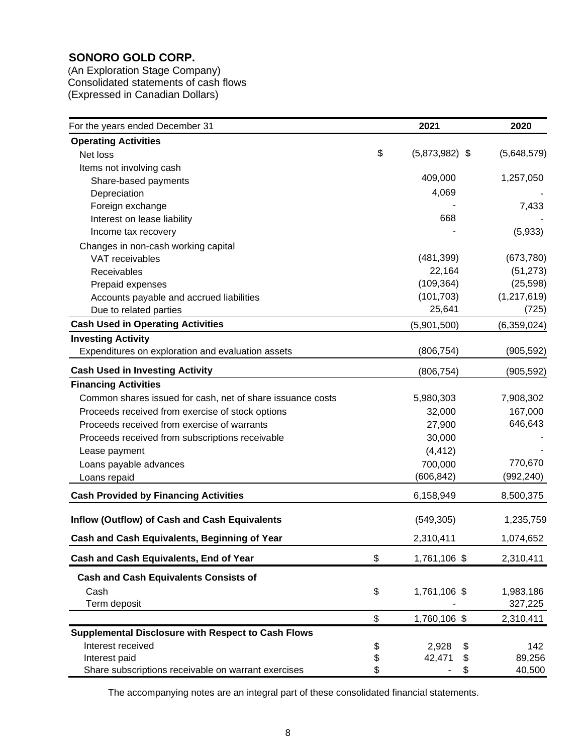**SONORO GOLD CORP.**
(An Exploration Stage Company)
Consolidated statements of cash flows
(Expressed in Canadian Dollars)

| For the years ended December 31 | 2021 | 2020 |
|---|---|---|
| **Operating Activities** | | |
| Net loss | $ (5,873,982) | $ (5,648,579) |
| Items not involving cash | | |
| Share-based payments | 409,000 | 1,257,050 |
| Depreciation | 4,069 | - |
| Foreign exchange | - | 7,433 |
| Interest on lease liability | 668 | - |
| Income tax recovery | - | (5,933) |
| Changes in non-cash working capital | | |
| VAT receivables | (481,399) | (673,780) |
| Receivables | 22,164 | (51,273) |
| Prepaid expenses | (109,364) | (25,598) |
| Accounts payable and accrued liabilities | (101,703) | (1,217,619) |
| Due to related parties | 25,641 | (725) |
| **Cash Used in Operating Activities** | (5,901,500) | (6,359,024) |
| **Investing Activity** | | |
| Expenditures on exploration and evaluation assets | (806,754) | (905,592) |
| **Cash Used in Investing Activity** | (806,754) | (905,592) |
| **Financing Activities** | | |
| Common shares issued for cash, net of share issuance costs | 5,980,303 | 7,908,302 |
| Proceeds received from exercise of stock options | 32,000 | 167,000 |
| Proceeds received from exercise of warrants | 27,900 | 646,643 |
| Proceeds received from subscriptions receivable | 30,000 | - |
| Lease payment | (4,412) | - |
| Loans payable advances | 700,000 | 770,670 |
| Loans repaid | (606,842) | (992,240) |
| **Cash Provided by Financing Activities** | 6,158,949 | 8,500,375 |
| **Inflow (Outflow) of Cash and Cash Equivalents** | (549,305) | 1,235,759 |
| **Cash and Cash Equivalents, Beginning of Year** | 2,310,411 | 1,074,652 |
| **Cash and Cash Equivalents, End of Year** | $ 1,761,106 | $ 2,310,411 |
| **Cash and Cash Equivalents Consists of** | | |
| Cash | $ 1,761,106 | $ 1,983,186 |
| Term deposit | - | 327,225 |
| | $ 1,760,106 | $ 2,310,411 |
| **Supplemental Disclosure with Respect to Cash Flows** | | |
| Interest received | $ 2,928 | $ 142 |
| Interest paid | $ 42,471 | $ 89,256 |
| Share subscriptions receivable on warrant exercises | $ - | $ 40,500 |

The accompanying notes are an integral part of these consolidated financial statements.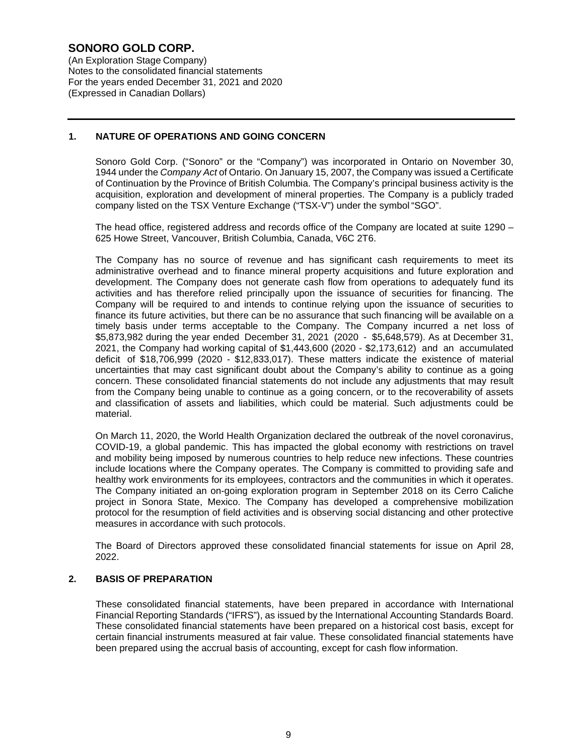## 1. NATURE OF OPERATIONS AND GOING CONCERN

Sonoro Gold Corp. ("Sonoro" or the "Company") was incorporated in Ontario on November 30, 1944 under the *Company Act* of Ontario. On January 15, 2007, the Company was issued a Certificate of Continuation by the Province of British Columbia. The Company's principal business activity is the acquisition, exploration and development of mineral properties. The Company is a publicly traded company listed on the TSX Venture Exchange ("TSX-V") under the symbol "SGO".

The head office, registered address and records office of the Company are located at suite 1290 – 625 Howe Street, Vancouver, British Columbia, Canada, V6C 2T6.

The Company has no source of revenue and has significant cash requirements to meet its administrative overhead and to finance mineral property acquisitions and future exploration and development. The Company does not generate cash flow from operations to adequately fund its activities and has therefore relied principally upon the issuance of securities for financing. The Company will be required to and intends to continue relying upon the issuance of securities to finance its future activities, but there can be no assurance that such financing will be available on a timely basis under terms acceptable to the Company. The Company incurred a net loss of $5,873,982 during the year ended December 31, 2021 (2020 - $5,648,579). As at December 31, 2021, the Company had working capital of $1,443,600 (2020 - $2,173,612) and an accumulated deficit of $18,706,999 (2020 - $12,833,017). These matters indicate the existence of material uncertainties that may cast significant doubt about the Company's ability to continue as a going concern. These consolidated financial statements do not include any adjustments that may result from the Company being unable to continue as a going concern, or to the recoverability of assets and classification of assets and liabilities, which could be material. Such adjustments could be material.

On March 11, 2020, the World Health Organization declared the outbreak of the novel coronavirus, COVID-19, a global pandemic. This has impacted the global economy with restrictions on travel and mobility being imposed by numerous countries to help reduce new infections. These countries include locations where the Company operates. The Company is committed to providing safe and healthy work environments for its employees, contractors and the communities in which it operates. The Company initiated an on-going exploration program in September 2018 on its Cerro Caliche project in Sonora State, Mexico. The Company has developed a comprehensive mobilization protocol for the resumption of field activities and is observing social distancing and other protective measures in accordance with such protocols.

The Board of Directors approved these consolidated financial statements for issue on April 28, 2022.

## 2. BASIS OF PREPARATION

These consolidated financial statements, have been prepared in accordance with International Financial Reporting Standards ("IFRS"), as issued by the International Accounting Standards Board. These consolidated financial statements have been prepared on a historical cost basis, except for certain financial instruments measured at fair value. These consolidated financial statements have been prepared using the accrual basis of accounting, except for cash flow information.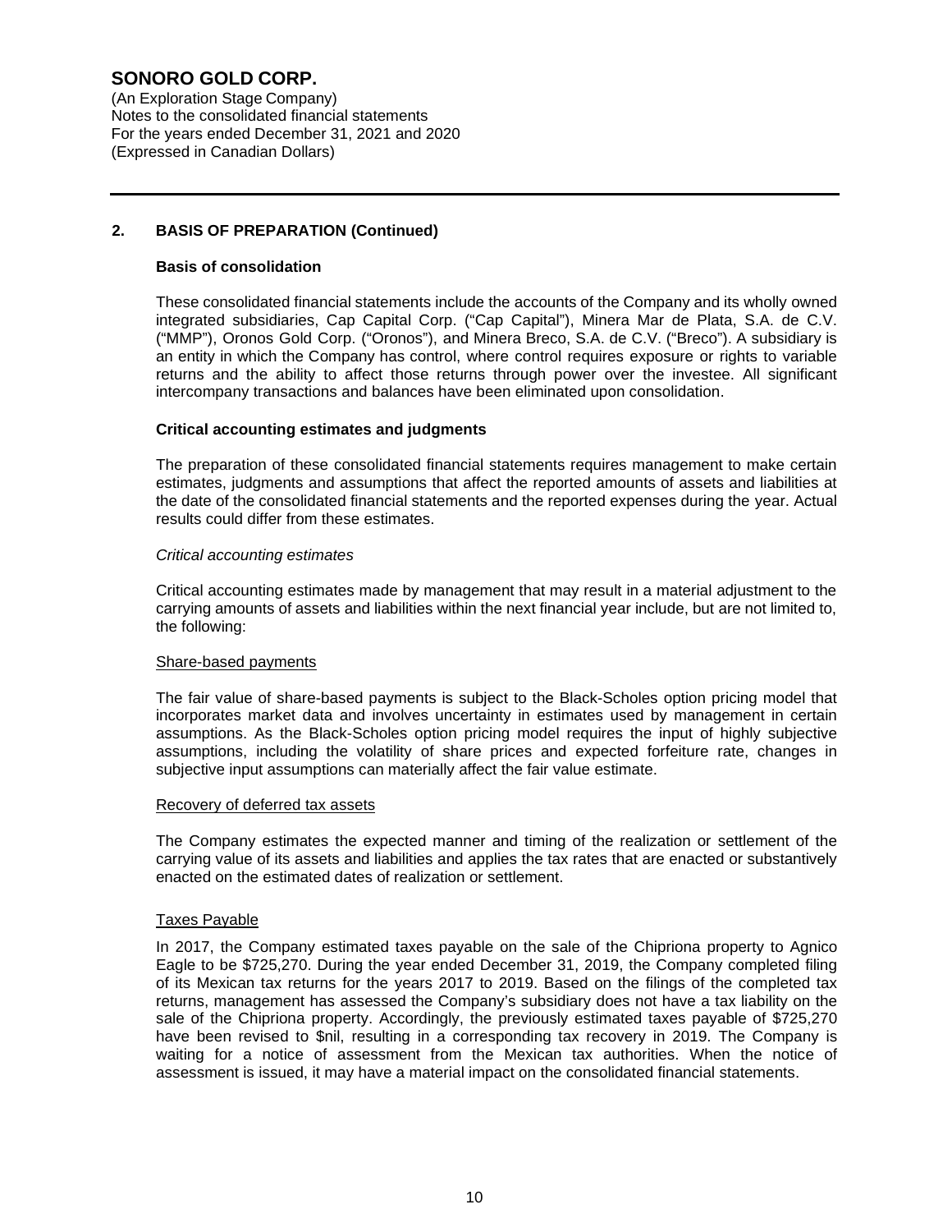## 2. BASIS OF PREPARATION (Continued)

### Basis of consolidation

These consolidated financial statements include the accounts of the Company and its wholly owned integrated subsidiaries, Cap Capital Corp. ("Cap Capital"), Minera Mar de Plata, S.A. de C.V. ("MMP"), Oronos Gold Corp. ("Oronos"), and Minera Breco, S.A. de C.V. ("Breco"). A subsidiary is an entity in which the Company has control, where control requires exposure or rights to variable returns and the ability to affect those returns through power over the investee. All significant intercompany transactions and balances have been eliminated upon consolidation.

### Critical accounting estimates and judgments

The preparation of these consolidated financial statements requires management to make certain estimates, judgments and assumptions that affect the reported amounts of assets and liabilities at the date of the consolidated financial statements and the reported expenses during the year. Actual results could differ from these estimates.

*Critical accounting estimates*

Critical accounting estimates made by management that may result in a material adjustment to the carrying amounts of assets and liabilities within the next financial year include, but are not limited to, the following:

Share-based payments

The fair value of share-based payments is subject to the Black-Scholes option pricing model that incorporates market data and involves uncertainty in estimates used by management in certain assumptions. As the Black-Scholes option pricing model requires the input of highly subjective assumptions, including the volatility of share prices and expected forfeiture rate, changes in subjective input assumptions can materially affect the fair value estimate.

Recovery of deferred tax assets

The Company estimates the expected manner and timing of the realization or settlement of the carrying value of its assets and liabilities and applies the tax rates that are enacted or substantively enacted on the estimated dates of realization or settlement.

Taxes Payable

In 2017, the Company estimated taxes payable on the sale of the Chipriona property to Agnico Eagle to be $725,270. During the year ended December 31, 2019, the Company completed filing of its Mexican tax returns for the years 2017 to 2019. Based on the filings of the completed tax returns, management has assessed the Company's subsidiary does not have a tax liability on the sale of the Chipriona property. Accordingly, the previously estimated taxes payable of $725,270 have been revised to $nil, resulting in a corresponding tax recovery in 2019. The Company is waiting for a notice of assessment from the Mexican tax authorities. When the notice of assessment is issued, it may have a material impact on the consolidated financial statements.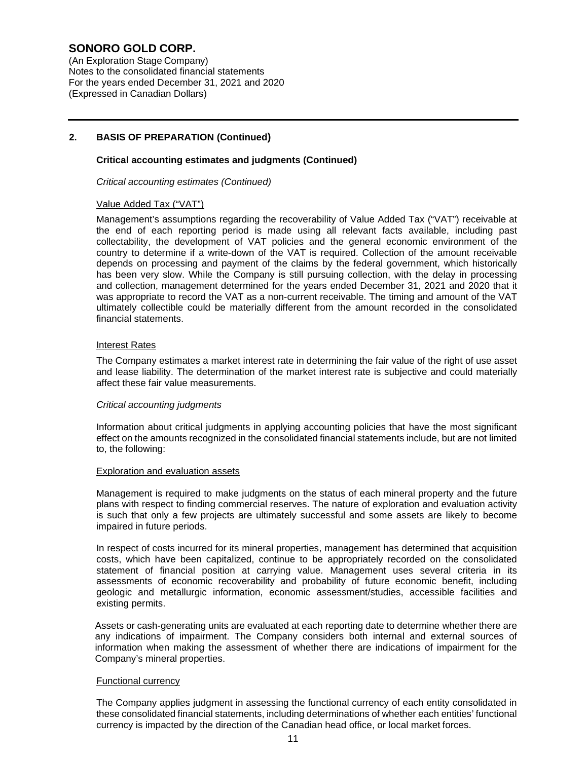## 2. BASIS OF PREPARATION (Continued)

### Critical accounting estimates and judgments (Continued)

*Critical accounting estimates (Continued)*

Value Added Tax ("VAT")

Management's assumptions regarding the recoverability of Value Added Tax ("VAT") receivable at the end of each reporting period is made using all relevant facts available, including past collectability, the development of VAT policies and the general economic environment of the country to determine if a write-down of the VAT is required. Collection of the amount receivable depends on processing and payment of the claims by the federal government, which historically has been very slow. While the Company is still pursuing collection, with the delay in processing and collection, management determined for the years ended December 31, 2021 and 2020 that it was appropriate to record the VAT as a non-current receivable. The timing and amount of the VAT ultimately collectible could be materially different from the amount recorded in the consolidated financial statements.

Interest Rates

The Company estimates a market interest rate in determining the fair value of the right of use asset and lease liability. The determination of the market interest rate is subjective and could materially affect these fair value measurements.

*Critical accounting judgments*

Information about critical judgments in applying accounting policies that have the most significant effect on the amounts recognized in the consolidated financial statements include, but are not limited to, the following:

Exploration and evaluation assets

Management is required to make judgments on the status of each mineral property and the future plans with respect to finding commercial reserves. The nature of exploration and evaluation activity is such that only a few projects are ultimately successful and some assets are likely to become impaired in future periods.

In respect of costs incurred for its mineral properties, management has determined that acquisition costs, which have been capitalized, continue to be appropriately recorded on the consolidated statement of financial position at carrying value. Management uses several criteria in its assessments of economic recoverability and probability of future economic benefit, including geologic and metallurgic information, economic assessment/studies, accessible facilities and existing permits.

Assets or cash-generating units are evaluated at each reporting date to determine whether there are any indications of impairment. The Company considers both internal and external sources of information when making the assessment of whether there are indications of impairment for the Company's mineral properties.

Functional currency

The Company applies judgment in assessing the functional currency of each entity consolidated in these consolidated financial statements, including determinations of whether each entities' functional currency is impacted by the direction of the Canadian head office, or local market forces.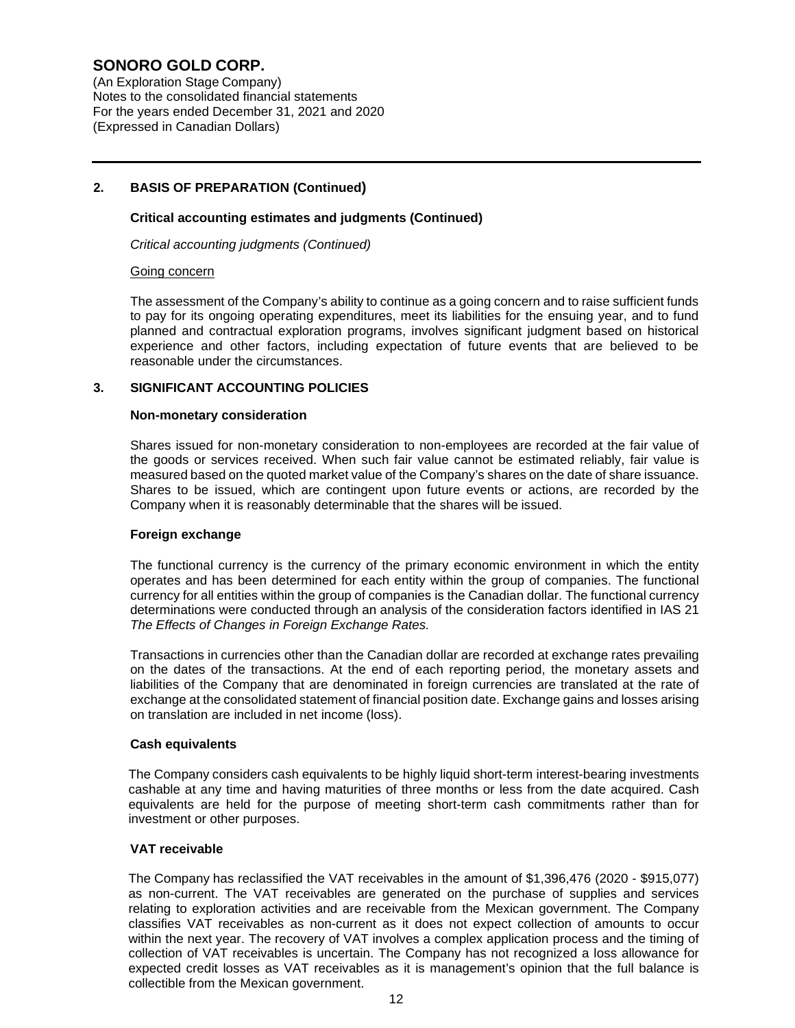# SONORO GOLD CORP.

(An Exploration Stage Company)
Notes to the consolidated financial statements
For the years ended December 31, 2021 and 2020
(Expressed in Canadian Dollars)

## 2. BASIS OF PREPARATION (Continued)

### Critical accounting estimates and judgments (Continued)

*Critical accounting judgments (Continued)*

Going concern

The assessment of the Company's ability to continue as a going concern and to raise sufficient funds to pay for its ongoing operating expenditures, meet its liabilities for the ensuing year, and to fund planned and contractual exploration programs, involves significant judgment based on historical experience and other factors, including expectation of future events that are believed to be reasonable under the circumstances.

## 3. SIGNIFICANT ACCOUNTING POLICIES

### Non-monetary consideration

Shares issued for non-monetary consideration to non-employees are recorded at the fair value of the goods or services received. When such fair value cannot be estimated reliably, fair value is measured based on the quoted market value of the Company's shares on the date of share issuance. Shares to be issued, which are contingent upon future events or actions, are recorded by the Company when it is reasonably determinable that the shares will be issued.

### Foreign exchange

The functional currency is the currency of the primary economic environment in which the entity operates and has been determined for each entity within the group of companies. The functional currency for all entities within the group of companies is the Canadian dollar. The functional currency determinations were conducted through an analysis of the consideration factors identified in IAS 21 *The Effects of Changes in Foreign Exchange Rates.*

Transactions in currencies other than the Canadian dollar are recorded at exchange rates prevailing on the dates of the transactions. At the end of each reporting period, the monetary assets and liabilities of the Company that are denominated in foreign currencies are translated at the rate of exchange at the consolidated statement of financial position date. Exchange gains and losses arising on translation are included in net income (loss).

### Cash equivalents

The Company considers cash equivalents to be highly liquid short-term interest-bearing investments cashable at any time and having maturities of three months or less from the date acquired. Cash equivalents are held for the purpose of meeting short-term cash commitments rather than for investment or other purposes.

### VAT receivable

The Company has reclassified the VAT receivables in the amount of $1,396,476 (2020 - $915,077) as non-current. The VAT receivables are generated on the purchase of supplies and services relating to exploration activities and are receivable from the Mexican government. The Company classifies VAT receivables as non-current as it does not expect collection of amounts to occur within the next year. The recovery of VAT involves a complex application process and the timing of collection of VAT receivables is uncertain. The Company has not recognized a loss allowance for expected credit losses as VAT receivables as it is management's opinion that the full balance is collectible from the Mexican government.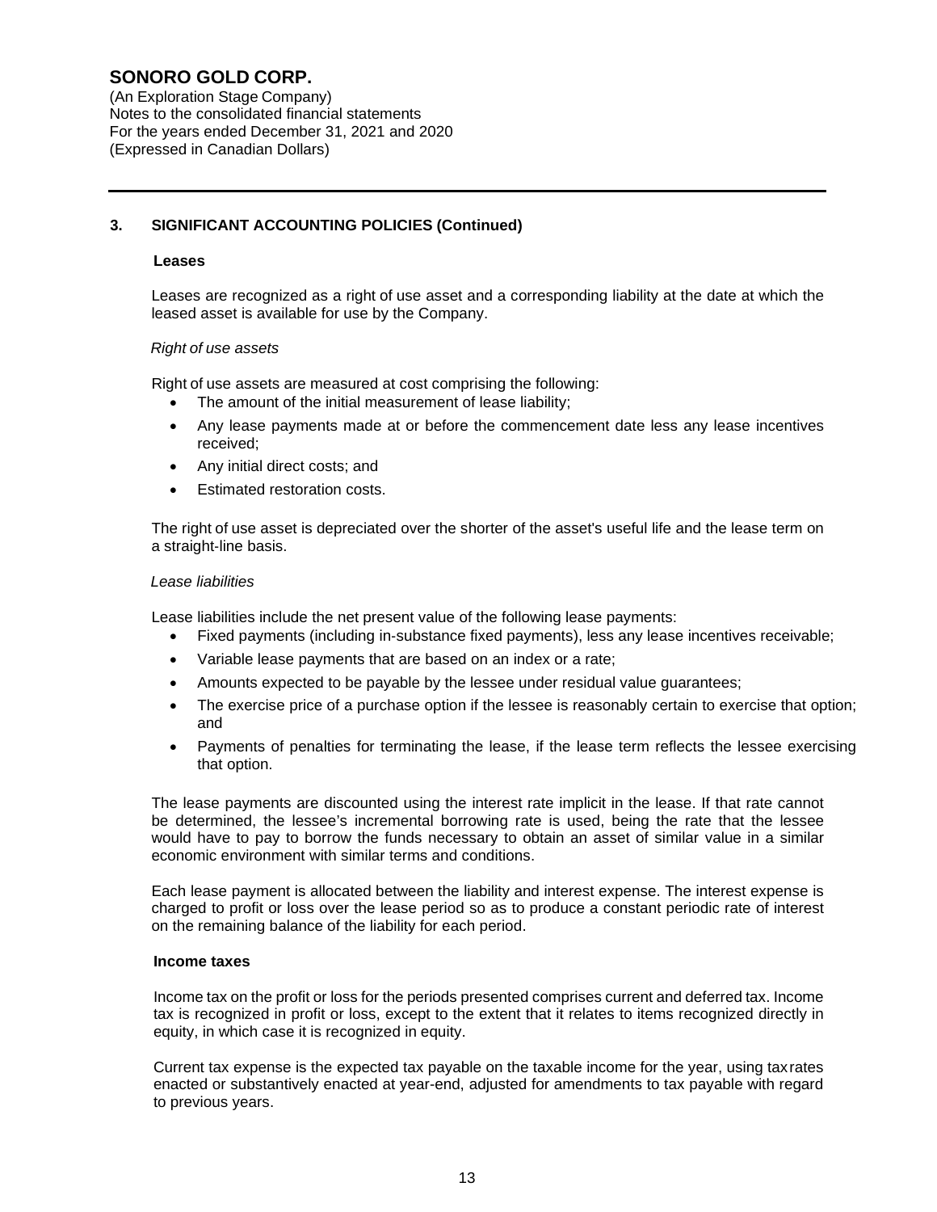## 3. SIGNIFICANT ACCOUNTING POLICIES (Continued)

### Leases

Leases are recognized as a right of use asset and a corresponding liability at the date at which the leased asset is available for use by the Company.

*Right of use assets*

Right of use assets are measured at cost comprising the following:

- The amount of the initial measurement of lease liability;
- Any lease payments made at or before the commencement date less any lease incentives received;
- Any initial direct costs; and
- Estimated restoration costs.

The right of use asset is depreciated over the shorter of the asset's useful life and the lease term on a straight-line basis.

*Lease liabilities*

Lease liabilities include the net present value of the following lease payments:

- Fixed payments (including in-substance fixed payments), less any lease incentives receivable;
- Variable lease payments that are based on an index or a rate;
- Amounts expected to be payable by the lessee under residual value guarantees;
- The exercise price of a purchase option if the lessee is reasonably certain to exercise that option; and
- Payments of penalties for terminating the lease, if the lease term reflects the lessee exercising that option.

The lease payments are discounted using the interest rate implicit in the lease. If that rate cannot be determined, the lessee's incremental borrowing rate is used, being the rate that the lessee would have to pay to borrow the funds necessary to obtain an asset of similar value in a similar economic environment with similar terms and conditions.

Each lease payment is allocated between the liability and interest expense. The interest expense is charged to profit or loss over the lease period so as to produce a constant periodic rate of interest on the remaining balance of the liability for each period.

### Income taxes

Income tax on the profit or loss for the periods presented comprises current and deferred tax. Income tax is recognized in profit or loss, except to the extent that it relates to items recognized directly in equity, in which case it is recognized in equity.

Current tax expense is the expected tax payable on the taxable income for the year, using tax rates enacted or substantively enacted at year-end, adjusted for amendments to tax payable with regard to previous years.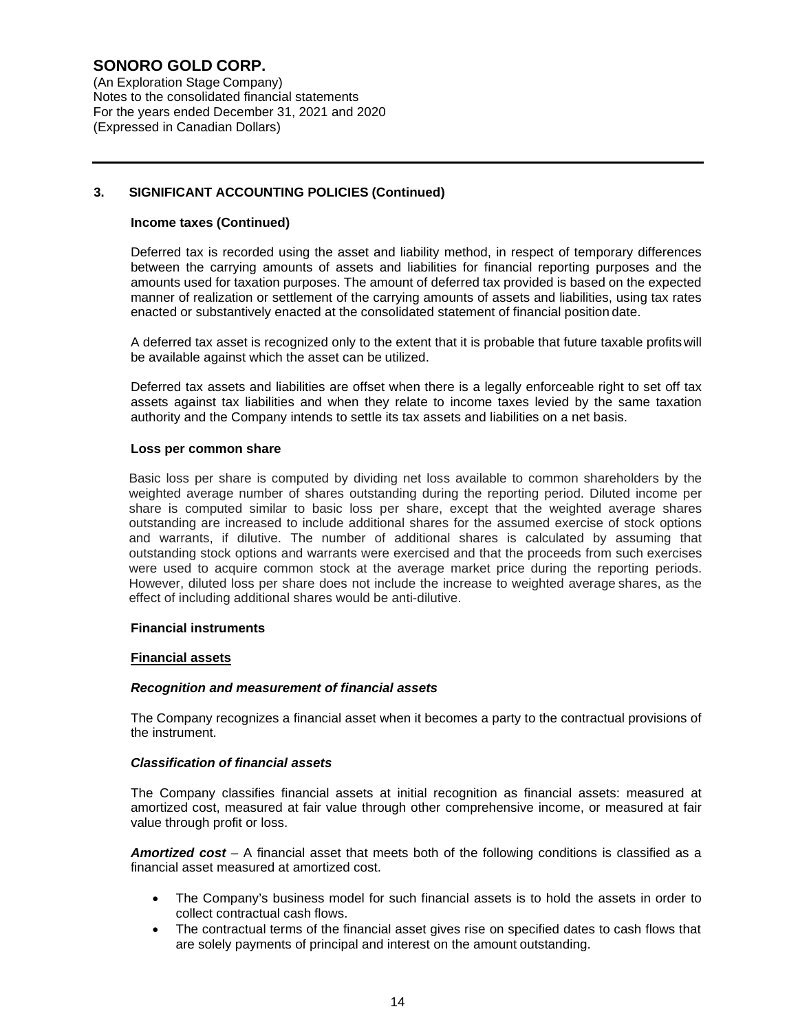## 3. SIGNIFICANT ACCOUNTING POLICIES (Continued)

### Income taxes (Continued)

Deferred tax is recorded using the asset and liability method, in respect of temporary differences between the carrying amounts of assets and liabilities for financial reporting purposes and the amounts used for taxation purposes. The amount of deferred tax provided is based on the expected manner of realization or settlement of the carrying amounts of assets and liabilities, using tax rates enacted or substantively enacted at the consolidated statement of financial position date.

A deferred tax asset is recognized only to the extent that it is probable that future taxable profits will be available against which the asset can be utilized.

Deferred tax assets and liabilities are offset when there is a legally enforceable right to set off tax assets against tax liabilities and when they relate to income taxes levied by the same taxation authority and the Company intends to settle its tax assets and liabilities on a net basis.

### Loss per common share

Basic loss per share is computed by dividing net loss available to common shareholders by the weighted average number of shares outstanding during the reporting period. Diluted income per share is computed similar to basic loss per share, except that the weighted average shares outstanding are increased to include additional shares for the assumed exercise of stock options and warrants, if dilutive. The number of additional shares is calculated by assuming that outstanding stock options and warrants were exercised and that the proceeds from such exercises were used to acquire common stock at the average market price during the reporting periods. However, diluted loss per share does not include the increase to weighted average shares, as the effect of including additional shares would be anti-dilutive.

### Financial instruments

#### Financial assets

***Recognition and measurement of financial assets***

The Company recognizes a financial asset when it becomes a party to the contractual provisions of the instrument.

***Classification of financial assets***

The Company classifies financial assets at initial recognition as financial assets: measured at amortized cost, measured at fair value through other comprehensive income, or measured at fair value through profit or loss.

***Amortized cost*** – A financial asset that meets both of the following conditions is classified as a financial asset measured at amortized cost.

- The Company's business model for such financial assets is to hold the assets in order to collect contractual cash flows.
- The contractual terms of the financial asset gives rise on specified dates to cash flows that are solely payments of principal and interest on the amount outstanding.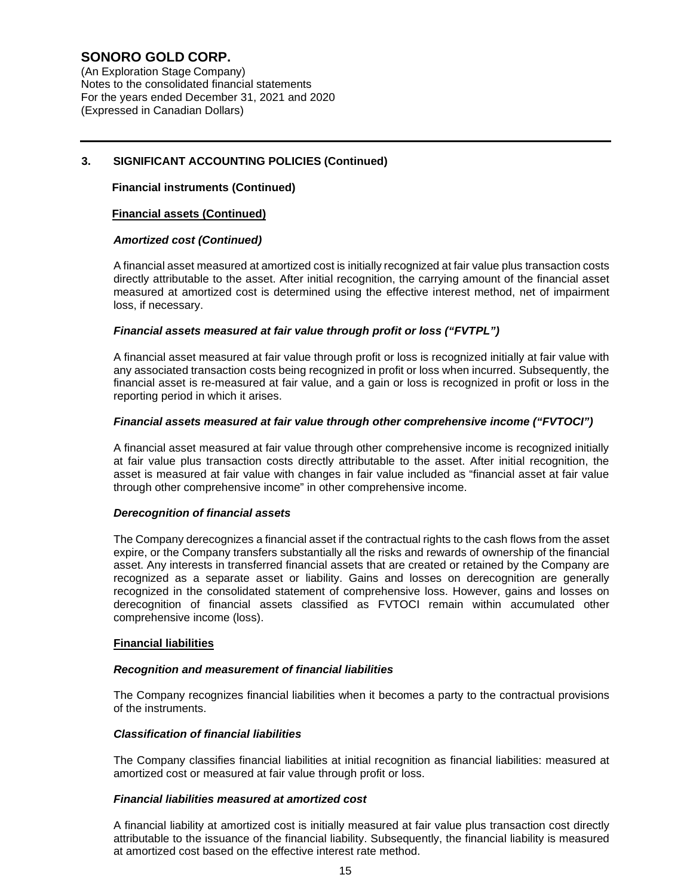## 3. SIGNIFICANT ACCOUNTING POLICIES (Continued)

**Financial instruments (Continued)**

**Financial assets (Continued)**

***Amortized cost (Continued)***

A financial asset measured at amortized cost is initially recognized at fair value plus transaction costs directly attributable to the asset. After initial recognition, the carrying amount of the financial asset measured at amortized cost is determined using the effective interest method, net of impairment loss, if necessary.

***Financial assets measured at fair value through profit or loss ("FVTPL")***

A financial asset measured at fair value through profit or loss is recognized initially at fair value with any associated transaction costs being recognized in profit or loss when incurred. Subsequently, the financial asset is re-measured at fair value, and a gain or loss is recognized in profit or loss in the reporting period in which it arises.

***Financial assets measured at fair value through other comprehensive income ("FVTOCI")***

A financial asset measured at fair value through other comprehensive income is recognized initially at fair value plus transaction costs directly attributable to the asset. After initial recognition, the asset is measured at fair value with changes in fair value included as "financial asset at fair value through other comprehensive income" in other comprehensive income.

***Derecognition of financial assets***

The Company derecognizes a financial asset if the contractual rights to the cash flows from the asset expire, or the Company transfers substantially all the risks and rewards of ownership of the financial asset. Any interests in transferred financial assets that are created or retained by the Company are recognized as a separate asset or liability. Gains and losses on derecognition are generally recognized in the consolidated statement of comprehensive loss. However, gains and losses on derecognition of financial assets classified as FVTOCI remain within accumulated other comprehensive income (loss).

**Financial liabilities**

***Recognition and measurement of financial liabilities***

The Company recognizes financial liabilities when it becomes a party to the contractual provisions of the instruments.

***Classification of financial liabilities***

The Company classifies financial liabilities at initial recognition as financial liabilities: measured at amortized cost or measured at fair value through profit or loss.

***Financial liabilities measured at amortized cost***

A financial liability at amortized cost is initially measured at fair value plus transaction cost directly attributable to the issuance of the financial liability. Subsequently, the financial liability is measured at amortized cost based on the effective interest rate method.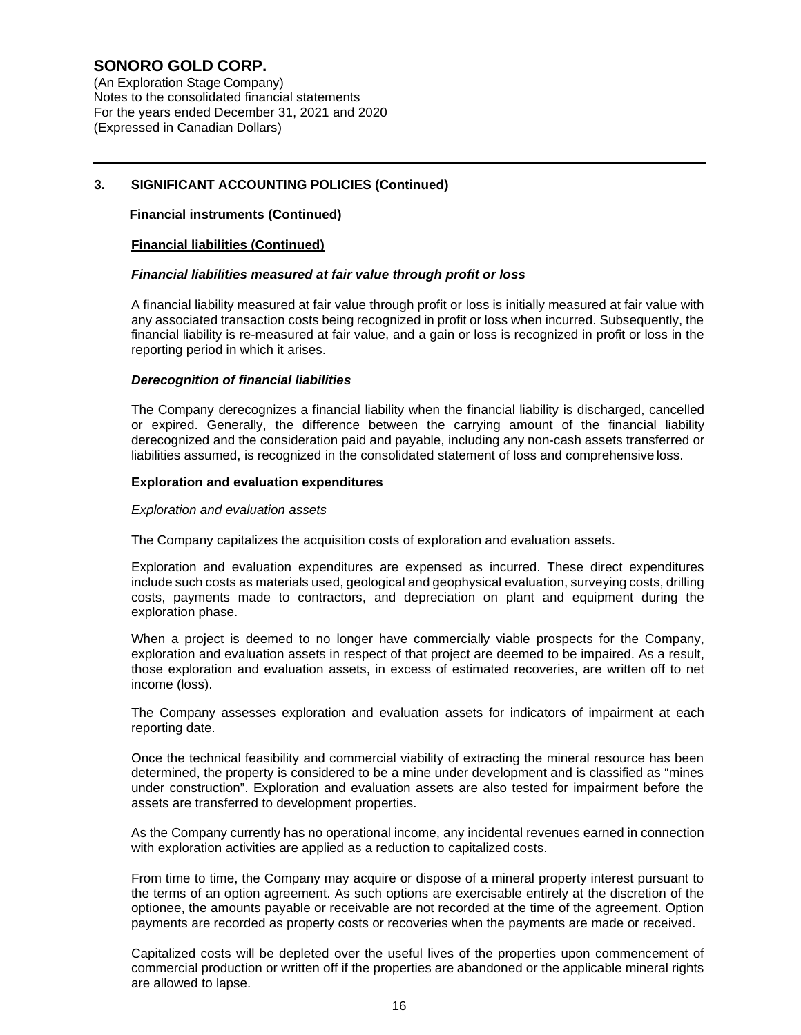## 3. SIGNIFICANT ACCOUNTING POLICIES (Continued)

**Financial instruments (Continued)**

**Financial liabilities (Continued)**

***Financial liabilities measured at fair value through profit or loss***

A financial liability measured at fair value through profit or loss is initially measured at fair value with any associated transaction costs being recognized in profit or loss when incurred. Subsequently, the financial liability is re-measured at fair value, and a gain or loss is recognized in profit or loss in the reporting period in which it arises.

***Derecognition of financial liabilities***

The Company derecognizes a financial liability when the financial liability is discharged, cancelled or expired. Generally, the difference between the carrying amount of the financial liability derecognized and the consideration paid and payable, including any non-cash assets transferred or liabilities assumed, is recognized in the consolidated statement of loss and comprehensive loss.

**Exploration and evaluation expenditures**

*Exploration and evaluation assets*

The Company capitalizes the acquisition costs of exploration and evaluation assets.

Exploration and evaluation expenditures are expensed as incurred. These direct expenditures include such costs as materials used, geological and geophysical evaluation, surveying costs, drilling costs, payments made to contractors, and depreciation on plant and equipment during the exploration phase.

When a project is deemed to no longer have commercially viable prospects for the Company, exploration and evaluation assets in respect of that project are deemed to be impaired. As a result, those exploration and evaluation assets, in excess of estimated recoveries, are written off to net income (loss).

The Company assesses exploration and evaluation assets for indicators of impairment at each reporting date.

Once the technical feasibility and commercial viability of extracting the mineral resource has been determined, the property is considered to be a mine under development and is classified as "mines under construction". Exploration and evaluation assets are also tested for impairment before the assets are transferred to development properties.

As the Company currently has no operational income, any incidental revenues earned in connection with exploration activities are applied as a reduction to capitalized costs.

From time to time, the Company may acquire or dispose of a mineral property interest pursuant to the terms of an option agreement. As such options are exercisable entirely at the discretion of the optionee, the amounts payable or receivable are not recorded at the time of the agreement. Option payments are recorded as property costs or recoveries when the payments are made or received.

Capitalized costs will be depleted over the useful lives of the properties upon commencement of commercial production or written off if the properties are abandoned or the applicable mineral rights are allowed to lapse.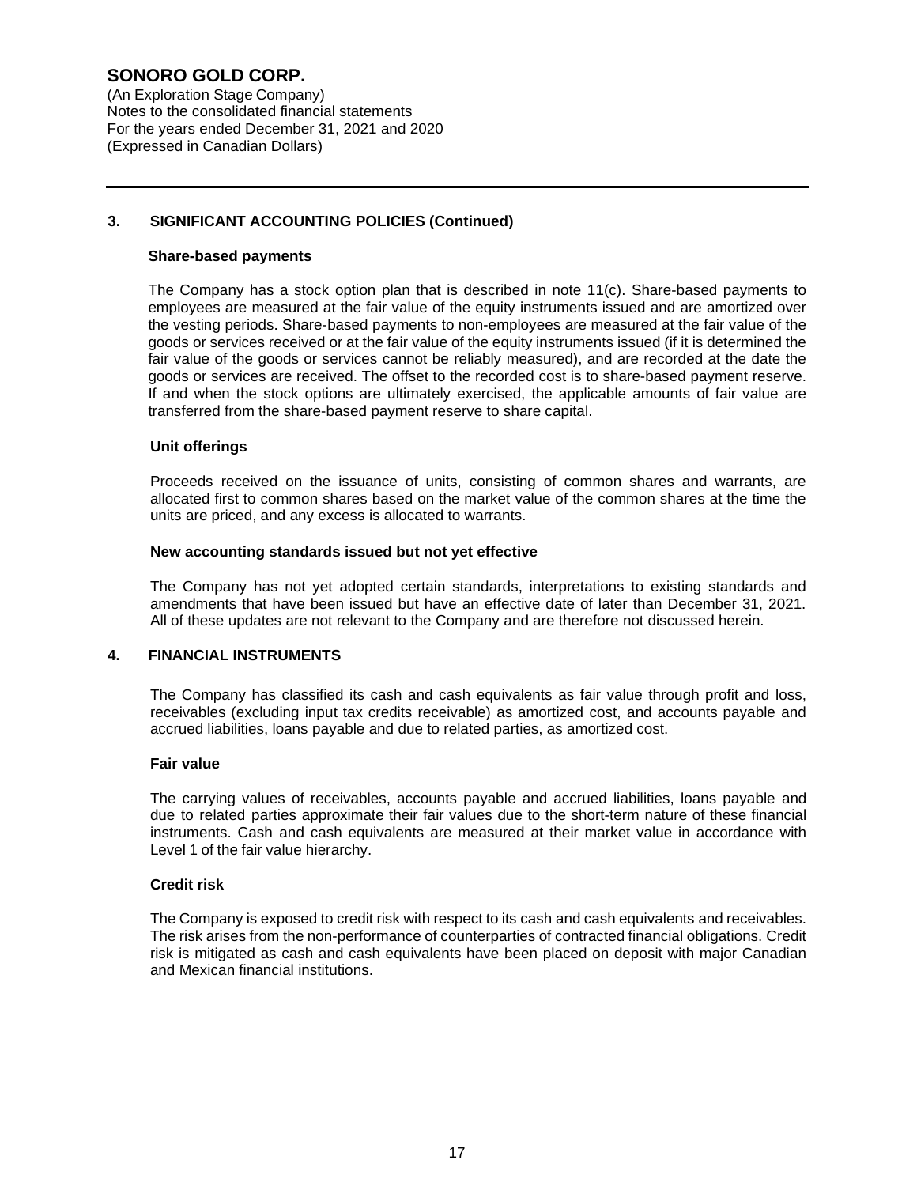## 3. SIGNIFICANT ACCOUNTING POLICIES (Continued)

### Share-based payments

The Company has a stock option plan that is described in note 11(c). Share-based payments to employees are measured at the fair value of the equity instruments issued and are amortized over the vesting periods. Share-based payments to non-employees are measured at the fair value of the goods or services received or at the fair value of the equity instruments issued (if it is determined the fair value of the goods or services cannot be reliably measured), and are recorded at the date the goods or services are received. The offset to the recorded cost is to share-based payment reserve. If and when the stock options are ultimately exercised, the applicable amounts of fair value are transferred from the share-based payment reserve to share capital.

### Unit offerings

Proceeds received on the issuance of units, consisting of common shares and warrants, are allocated first to common shares based on the market value of the common shares at the time the units are priced, and any excess is allocated to warrants.

### New accounting standards issued but not yet effective

The Company has not yet adopted certain standards, interpretations to existing standards and amendments that have been issued but have an effective date of later than December 31, 2021. All of these updates are not relevant to the Company and are therefore not discussed herein.

## 4. FINANCIAL INSTRUMENTS

The Company has classified its cash and cash equivalents as fair value through profit and loss, receivables (excluding input tax credits receivable) as amortized cost, and accounts payable and accrued liabilities, loans payable and due to related parties, as amortized cost.

### Fair value

The carrying values of receivables, accounts payable and accrued liabilities, loans payable and due to related parties approximate their fair values due to the short-term nature of these financial instruments. Cash and cash equivalents are measured at their market value in accordance with Level 1 of the fair value hierarchy.

### Credit risk

The Company is exposed to credit risk with respect to its cash and cash equivalents and receivables. The risk arises from the non-performance of counterparties of contracted financial obligations. Credit risk is mitigated as cash and cash equivalents have been placed on deposit with major Canadian and Mexican financial institutions.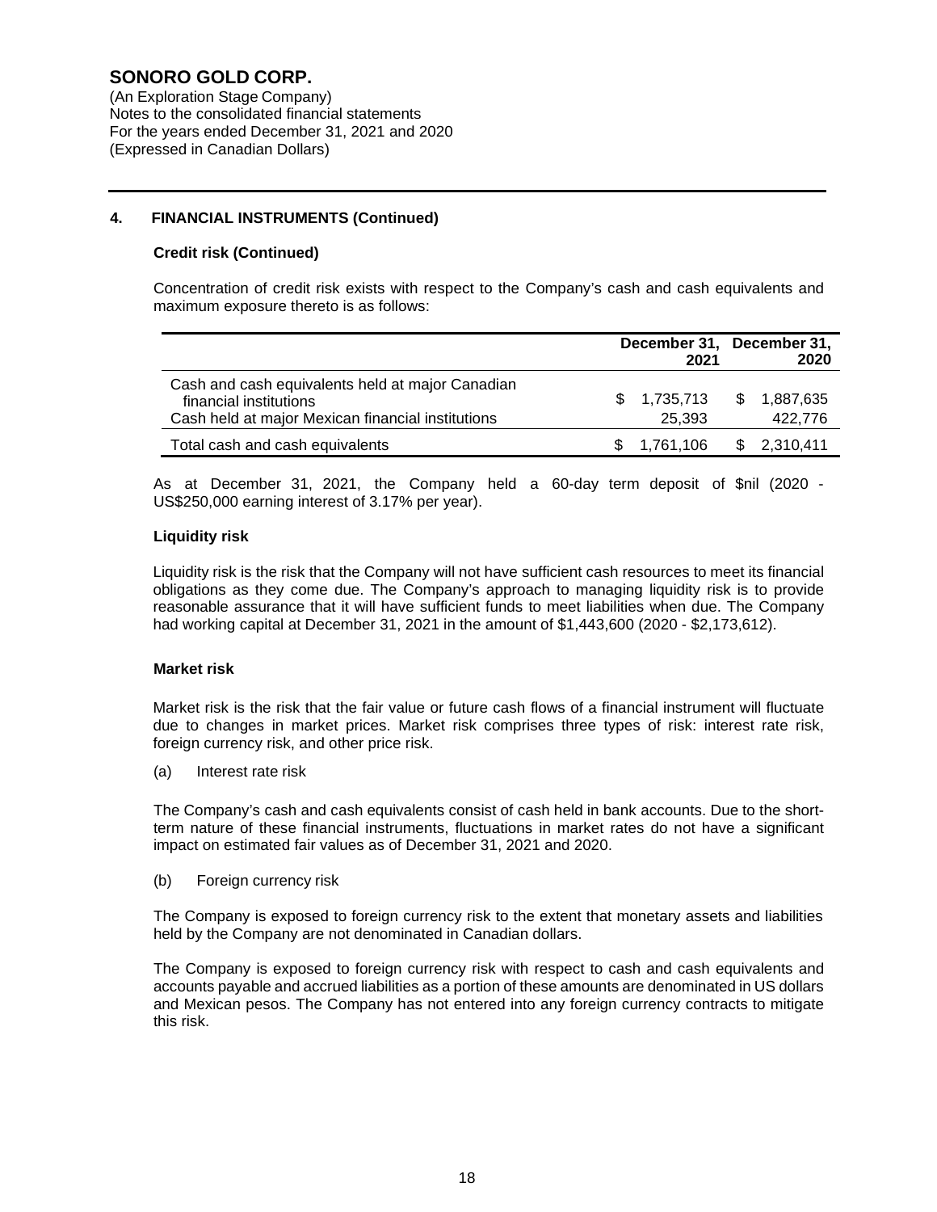# SONORO GOLD CORP.

(An Exploration Stage Company)
Notes to the consolidated financial statements
For the years ended December 31, 2021 and 2020
(Expressed in Canadian Dollars)

## 4. FINANCIAL INSTRUMENTS (Continued)

### Credit risk (Continued)

Concentration of credit risk exists with respect to the Company's cash and cash equivalents and maximum exposure thereto is as follows:

| | December 31, 2021 | December 31, 2020 |
|---|---|---|
| Cash and cash equivalents held at major Canadian financial institutions | $ 1,735,713 | $ 1,887,635 |
| Cash held at major Mexican financial institutions | 25,393 | 422,776 |
| Total cash and cash equivalents | $ 1,761,106 | $ 2,310,411 |

As at December 31, 2021, the Company held a 60-day term deposit of $nil (2020 - US$250,000 earning interest of 3.17% per year).

### Liquidity risk

Liquidity risk is the risk that the Company will not have sufficient cash resources to meet its financial obligations as they come due. The Company's approach to managing liquidity risk is to provide reasonable assurance that it will have sufficient funds to meet liabilities when due. The Company had working capital at December 31, 2021 in the amount of $1,443,600 (2020 - $2,173,612).

### Market risk

Market risk is the risk that the fair value or future cash flows of a financial instrument will fluctuate due to changes in market prices. Market risk comprises three types of risk: interest rate risk, foreign currency risk, and other price risk.

(a) Interest rate risk

The Company's cash and cash equivalents consist of cash held in bank accounts. Due to the short-term nature of these financial instruments, fluctuations in market rates do not have a significant impact on estimated fair values as of December 31, 2021 and 2020.

(b) Foreign currency risk

The Company is exposed to foreign currency risk to the extent that monetary assets and liabilities held by the Company are not denominated in Canadian dollars.

The Company is exposed to foreign currency risk with respect to cash and cash equivalents and accounts payable and accrued liabilities as a portion of these amounts are denominated in US dollars and Mexican pesos. The Company has not entered into any foreign currency contracts to mitigate this risk.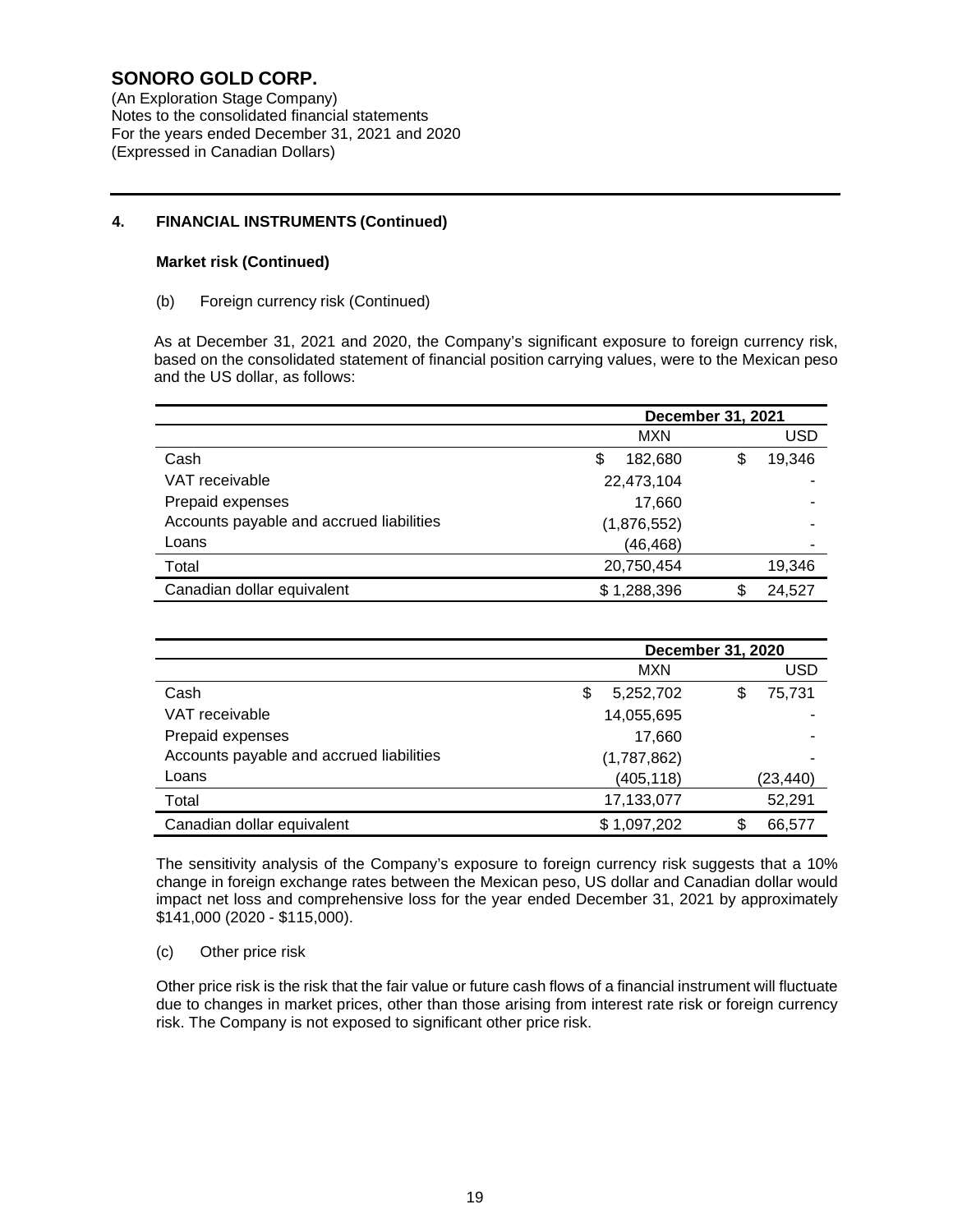# SONORO GOLD CORP.

(An Exploration Stage Company)
Notes to the consolidated financial statements
For the years ended December 31, 2021 and 2020
(Expressed in Canadian Dollars)

## 4. FINANCIAL INSTRUMENTS (Continued)

### Market risk (Continued)

(b) Foreign currency risk (Continued)

As at December 31, 2021 and 2020, the Company's significant exposure to foreign currency risk, based on the consolidated statement of financial position carrying values, were to the Mexican peso and the US dollar, as follows:

| | December 31, 2021 | |
|---|---|---|
| | MXN | USD |
| Cash | $ 182,680 | $ 19,346 |
| VAT receivable | 22,473,104 | - |
| Prepaid expenses | 17,660 | - |
| Accounts payable and accrued liabilities | (1,876,552) | - |
| Loans | (46,468) | - |
| Total | 20,750,454 | 19,346 |
| Canadian dollar equivalent | $ 1,288,396 | $ 24,527 |

| | December 31, 2020 | |
|---|---|---|
| | MXN | USD |
| Cash | $ 5,252,702 | $ 75,731 |
| VAT receivable | 14,055,695 | - |
| Prepaid expenses | 17,660 | - |
| Accounts payable and accrued liabilities | (1,787,862) | - |
| Loans | (405,118) | (23,440) |
| Total | 17,133,077 | 52,291 |
| Canadian dollar equivalent | $ 1,097,202 | $ 66,577 |

The sensitivity analysis of the Company's exposure to foreign currency risk suggests that a 10% change in foreign exchange rates between the Mexican peso, US dollar and Canadian dollar would impact net loss and comprehensive loss for the year ended December 31, 2021 by approximately $141,000 (2020 - $115,000).

(c) Other price risk

Other price risk is the risk that the fair value or future cash flows of a financial instrument will fluctuate due to changes in market prices, other than those arising from interest rate risk or foreign currency risk. The Company is not exposed to significant other price risk.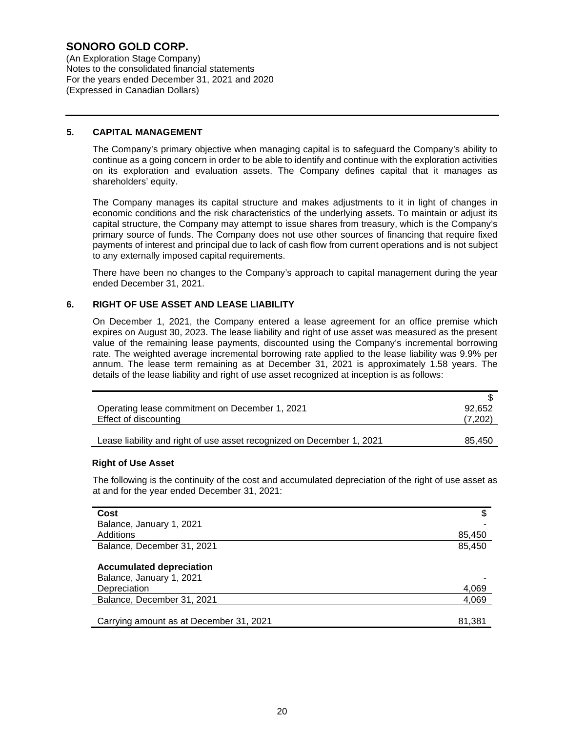# SONORO GOLD CORP.

(An Exploration Stage Company)
Notes to the consolidated financial statements
For the years ended December 31, 2021 and 2020
(Expressed in Canadian Dollars)

## 5. CAPITAL MANAGEMENT

The Company's primary objective when managing capital is to safeguard the Company's ability to continue as a going concern in order to be able to identify and continue with the exploration activities on its exploration and evaluation assets. The Company defines capital that it manages as shareholders' equity.

The Company manages its capital structure and makes adjustments to it in light of changes in economic conditions and the risk characteristics of the underlying assets. To maintain or adjust its capital structure, the Company may attempt to issue shares from treasury, which is the Company's primary source of funds. The Company does not use other sources of financing that require fixed payments of interest and principal due to lack of cash flow from current operations and is not subject to any externally imposed capital requirements.

There have been no changes to the Company's approach to capital management during the year ended December 31, 2021.

## 6. RIGHT OF USE ASSET AND LEASE LIABILITY

On December 1, 2021, the Company entered a lease agreement for an office premise which expires on August 30, 2023. The lease liability and right of use asset was measured as the present value of the remaining lease payments, discounted using the Company's incremental borrowing rate. The weighted average incremental borrowing rate applied to the lease liability was 9.9% per annum. The lease term remaining as at December 31, 2021 is approximately 1.58 years. The details of the lease liability and right of use asset recognized at inception is as follows:

| | $ |
|---|---|
| Operating lease commitment on December 1, 2021 | 92,652 |
| Effect of discounting | (7,202) |
| Lease liability and right of use asset recognized on December 1, 2021 | 85,450 |

### Right of Use Asset

The following is the continuity of the cost and accumulated depreciation of the right of use asset as at and for the year ended December 31, 2021:

| **Cost** | $ |
|---|---|
| Balance, January 1, 2021 | - |
| Additions | 85,450 |
| Balance, December 31, 2021 | 85,450 |
| **Accumulated depreciation** | |
| Balance, January 1, 2021 | - |
| Depreciation | 4,069 |
| Balance, December 31, 2021 | 4,069 |
| Carrying amount as at December 31, 2021 | 81,381 |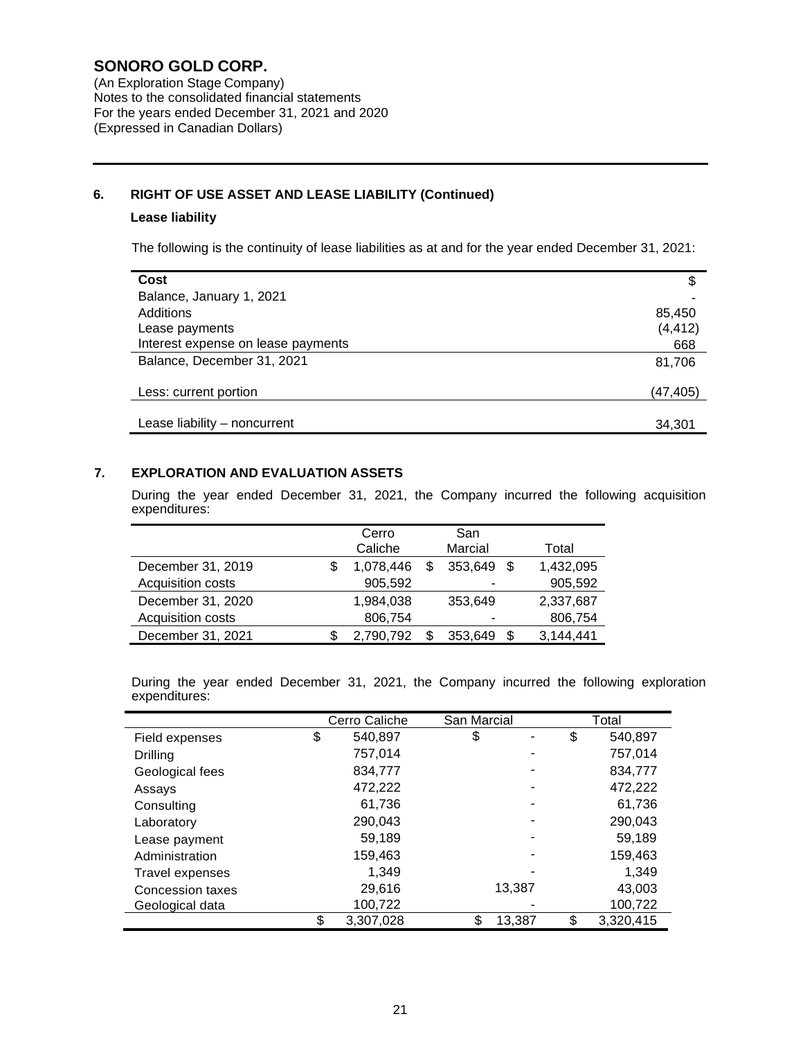**SONORO GOLD CORP.**
(An Exploration Stage Company)
Notes to the consolidated financial statements
For the years ended December 31, 2021 and 2020
(Expressed in Canadian Dollars)

## 6. RIGHT OF USE ASSET AND LEASE LIABILITY (Continued)

### Lease liability

The following is the continuity of lease liabilities as at and for the year ended December 31, 2021:

| Cost | $ |
|---|---|
| Balance, January 1, 2021 | - |
| Additions | 85,450 |
| Lease payments | (4,412) |
| Interest expense on lease payments | 668 |
| Balance, December 31, 2021 | 81,706 |
| Less: current portion | (47,405) |
| Lease liability – noncurrent | 34,301 |

## 7. EXPLORATION AND EVALUATION ASSETS

During the year ended December 31, 2021, the Company incurred the following acquisition expenditures:

| | Cerro Caliche | San Marcial | Total |
|---|---|---|---|
| December 31, 2019 | $ 1,078,446 | $ 353,649 | $ 1,432,095 |
| Acquisition costs | 905,592 | - | 905,592 |
| December 31, 2020 | 1,984,038 | 353,649 | 2,337,687 |
| Acquisition costs | 806,754 | - | 806,754 |
| December 31, 2021 | $ 2,790,792 | $ 353,649 | $ 3,144,441 |

During the year ended December 31, 2021, the Company incurred the following exploration expenditures:

| | Cerro Caliche | San Marcial | Total |
|---|---|---|---|
| Field expenses | $ 540,897 | $ - | $ 540,897 |
| Drilling | 757,014 | - | 757,014 |
| Geological fees | 834,777 | - | 834,777 |
| Assays | 472,222 | - | 472,222 |
| Consulting | 61,736 | - | 61,736 |
| Laboratory | 290,043 | - | 290,043 |
| Lease payment | 59,189 | - | 59,189 |
| Administration | 159,463 | - | 159,463 |
| Travel expenses | 1,349 | - | 1,349 |
| Concession taxes | 29,616 | 13,387 | 43,003 |
| Geological data | 100,722 | - | 100,722 |
| | $ 3,307,028 | $ 13,387 | $ 3,320,415 |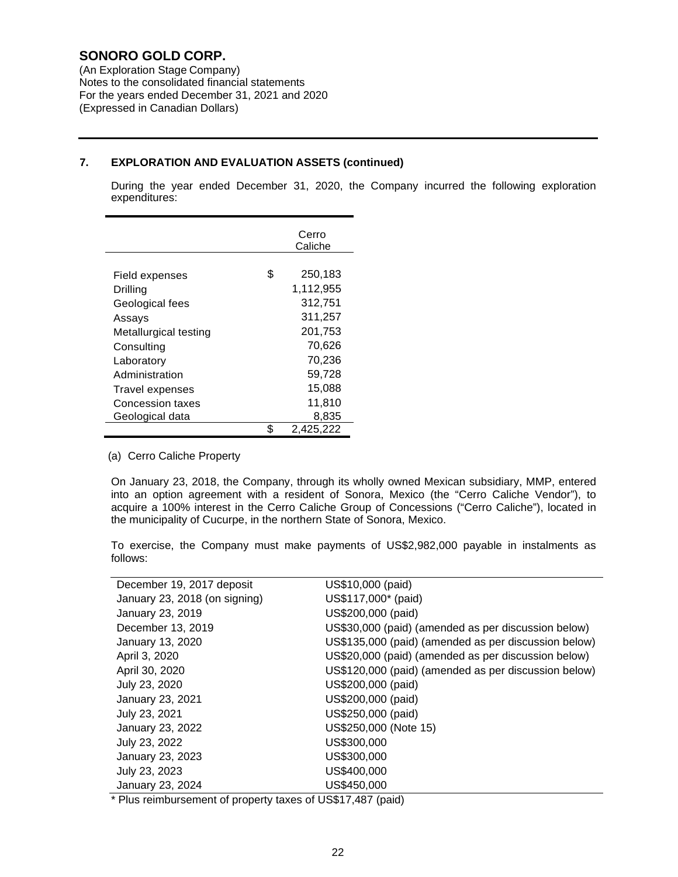**SONORO GOLD CORP.**
(An Exploration Stage Company)
Notes to the consolidated financial statements
For the years ended December 31, 2021 and 2020
(Expressed in Canadian Dollars)

## 7. EXPLORATION AND EVALUATION ASSETS (continued)

During the year ended December 31, 2020, the Company incurred the following exploration expenditures:

| | Cerro Caliche |
|---|---|
| Field expenses | $ 250,183 |
| Drilling | 1,112,955 |
| Geological fees | 312,751 |
| Assays | 311,257 |
| Metallurgical testing | 201,753 |
| Consulting | 70,626 |
| Laboratory | 70,236 |
| Administration | 59,728 |
| Travel expenses | 15,088 |
| Concession taxes | 11,810 |
| Geological data | 8,835 |
| | $ 2,425,222 |

(a) Cerro Caliche Property

On January 23, 2018, the Company, through its wholly owned Mexican subsidiary, MMP, entered into an option agreement with a resident of Sonora, Mexico (the "Cerro Caliche Vendor"), to acquire a 100% interest in the Cerro Caliche Group of Concessions ("Cerro Caliche"), located in the municipality of Cucurpe, in the northern State of Sonora, Mexico.

To exercise, the Company must make payments of US$2,982,000 payable in instalments as follows:

| | |
|---|---|
| December 19, 2017 deposit | US$10,000 (paid) |
| January 23, 2018 (on signing) | US$117,000* (paid) |
| January 23, 2019 | US$200,000 (paid) |
| December 13, 2019 | US$30,000 (paid) (amended as per discussion below) |
| January 13, 2020 | US$135,000 (paid) (amended as per discussion below) |
| April 3, 2020 | US$20,000 (paid) (amended as per discussion below) |
| April 30, 2020 | US$120,000 (paid) (amended as per discussion below) |
| July 23, 2020 | US$200,000 (paid) |
| January 23, 2021 | US$200,000 (paid) |
| July 23, 2021 | US$250,000 (paid) |
| January 23, 2022 | US$250,000 (Note 15) |
| July 23, 2022 | US$300,000 |
| January 23, 2023 | US$300,000 |
| July 23, 2023 | US$400,000 |
| January 23, 2024 | US$450,000 |

\* Plus reimbursement of property taxes of US$17,487 (paid)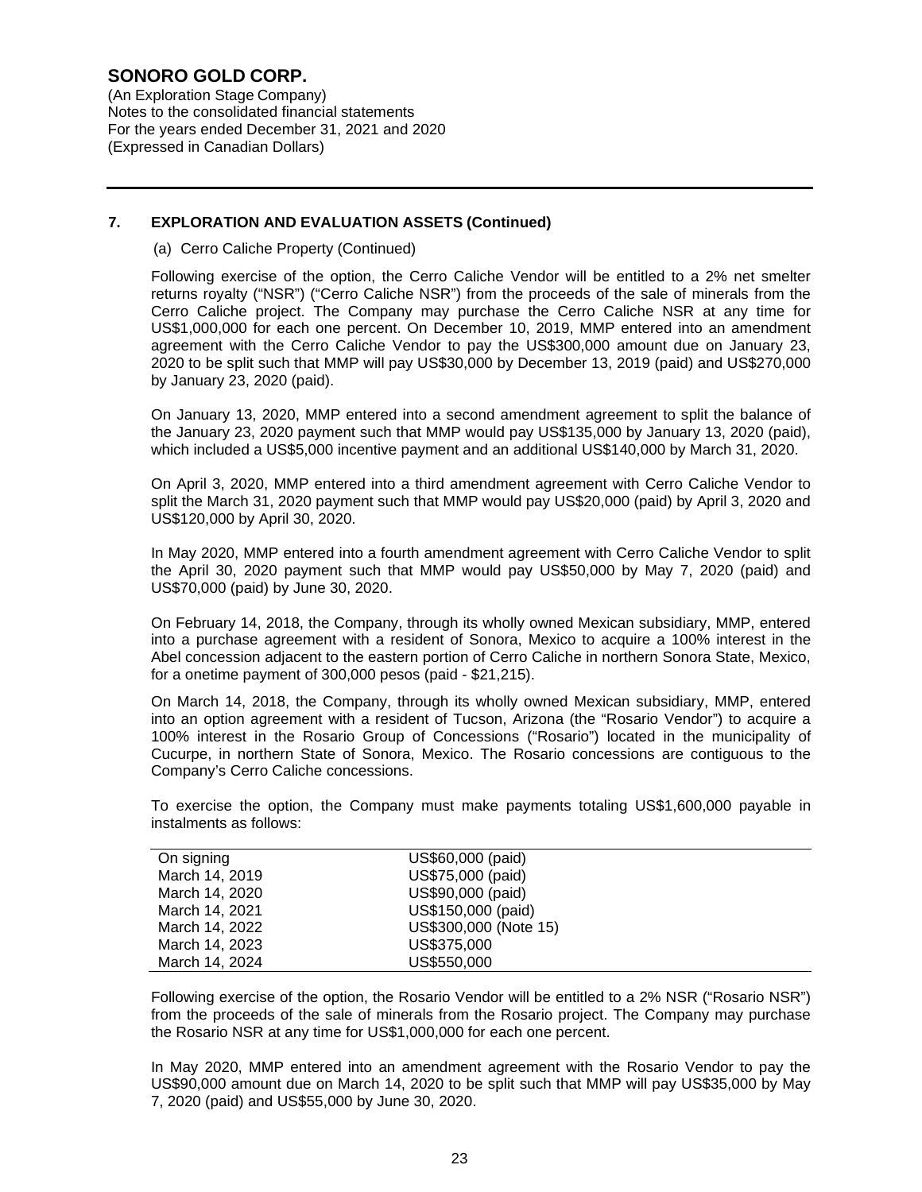## 7. EXPLORATION AND EVALUATION ASSETS (Continued)

(a) Cerro Caliche Property (Continued)

Following exercise of the option, the Cerro Caliche Vendor will be entitled to a 2% net smelter returns royalty ("NSR") ("Cerro Caliche NSR") from the proceeds of the sale of minerals from the Cerro Caliche project. The Company may purchase the Cerro Caliche NSR at any time for US$1,000,000 for each one percent. On December 10, 2019, MMP entered into an amendment agreement with the Cerro Caliche Vendor to pay the US$300,000 amount due on January 23, 2020 to be split such that MMP will pay US$30,000 by December 13, 2019 (paid) and US$270,000 by January 23, 2020 (paid).

On January 13, 2020, MMP entered into a second amendment agreement to split the balance of the January 23, 2020 payment such that MMP would pay US$135,000 by January 13, 2020 (paid), which included a US$5,000 incentive payment and an additional US$140,000 by March 31, 2020.

On April 3, 2020, MMP entered into a third amendment agreement with Cerro Caliche Vendor to split the March 31, 2020 payment such that MMP would pay US$20,000 (paid) by April 3, 2020 and US$120,000 by April 30, 2020.

In May 2020, MMP entered into a fourth amendment agreement with Cerro Caliche Vendor to split the April 30, 2020 payment such that MMP would pay US$50,000 by May 7, 2020 (paid) and US$70,000 (paid) by June 30, 2020.

On February 14, 2018, the Company, through its wholly owned Mexican subsidiary, MMP, entered into a purchase agreement with a resident of Sonora, Mexico to acquire a 100% interest in the Abel concession adjacent to the eastern portion of Cerro Caliche in northern Sonora State, Mexico, for a onetime payment of 300,000 pesos (paid - $21,215).

On March 14, 2018, the Company, through its wholly owned Mexican subsidiary, MMP, entered into an option agreement with a resident of Tucson, Arizona (the "Rosario Vendor") to acquire a 100% interest in the Rosario Group of Concessions ("Rosario") located in the municipality of Cucurpe, in northern State of Sonora, Mexico. The Rosario concessions are contiguous to the Company's Cerro Caliche concessions.

To exercise the option, the Company must make payments totaling US$1,600,000 payable in instalments as follows:

| | |
|---|---|
| On signing | US$60,000 (paid) |
| March 14, 2019 | US$75,000 (paid) |
| March 14, 2020 | US$90,000 (paid) |
| March 14, 2021 | US$150,000 (paid) |
| March 14, 2022 | US$300,000 (Note 15) |
| March 14, 2023 | US$375,000 |
| March 14, 2024 | US$550,000 |

Following exercise of the option, the Rosario Vendor will be entitled to a 2% NSR ("Rosario NSR") from the proceeds of the sale of minerals from the Rosario project. The Company may purchase the Rosario NSR at any time for US$1,000,000 for each one percent.

In May 2020, MMP entered into an amendment agreement with the Rosario Vendor to pay the US$90,000 amount due on March 14, 2020 to be split such that MMP will pay US$35,000 by May 7, 2020 (paid) and US$55,000 by June 30, 2020.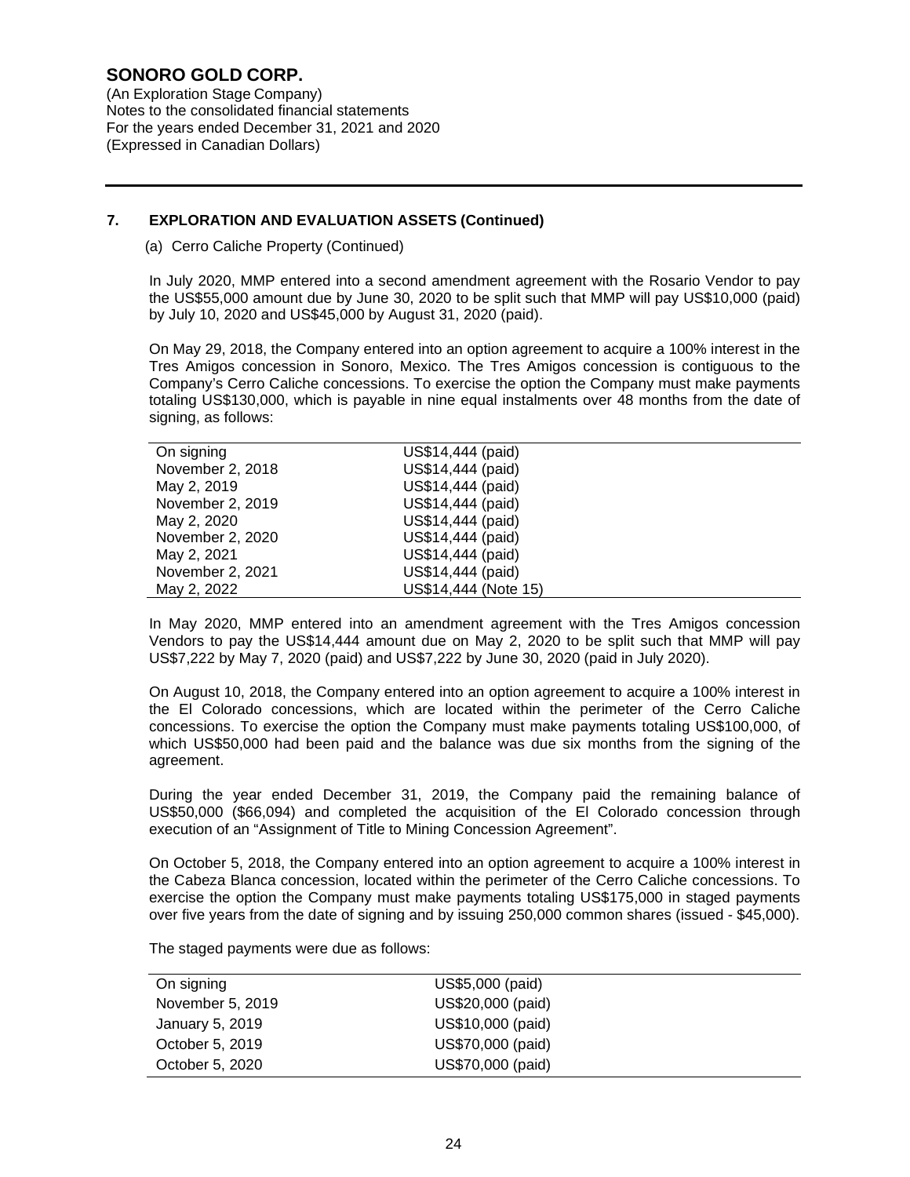# SONORO GOLD CORP.

(An Exploration Stage Company)
Notes to the consolidated financial statements
For the years ended December 31, 2021 and 2020
(Expressed in Canadian Dollars)

## 7. EXPLORATION AND EVALUATION ASSETS (Continued)

(a) Cerro Caliche Property (Continued)

In July 2020, MMP entered into a second amendment agreement with the Rosario Vendor to pay the US$55,000 amount due by June 30, 2020 to be split such that MMP will pay US$10,000 (paid) by July 10, 2020 and US$45,000 by August 31, 2020 (paid).

On May 29, 2018, the Company entered into an option agreement to acquire a 100% interest in the Tres Amigos concession in Sonoro, Mexico. The Tres Amigos concession is contiguous to the Company's Cerro Caliche concessions. To exercise the option the Company must make payments totaling US$130,000, which is payable in nine equal instalments over 48 months from the date of signing, as follows:

| | |
|---|---|
| On signing | US$14,444 (paid) |
| November 2, 2018 | US$14,444 (paid) |
| May 2, 2019 | US$14,444 (paid) |
| November 2, 2019 | US$14,444 (paid) |
| May 2, 2020 | US$14,444 (paid) |
| November 2, 2020 | US$14,444 (paid) |
| May 2, 2021 | US$14,444 (paid) |
| November 2, 2021 | US$14,444 (paid) |
| May 2, 2022 | US$14,444 (Note 15) |

In May 2020, MMP entered into an amendment agreement with the Tres Amigos concession Vendors to pay the US$14,444 amount due on May 2, 2020 to be split such that MMP will pay US$7,222 by May 7, 2020 (paid) and US$7,222 by June 30, 2020 (paid in July 2020).

On August 10, 2018, the Company entered into an option agreement to acquire a 100% interest in the El Colorado concessions, which are located within the perimeter of the Cerro Caliche concessions. To exercise the option the Company must make payments totaling US$100,000, of which US$50,000 had been paid and the balance was due six months from the signing of the agreement.

During the year ended December 31, 2019, the Company paid the remaining balance of US$50,000 ($66,094) and completed the acquisition of the El Colorado concession through execution of an "Assignment of Title to Mining Concession Agreement".

On October 5, 2018, the Company entered into an option agreement to acquire a 100% interest in the Cabeza Blanca concession, located within the perimeter of the Cerro Caliche concessions. To exercise the option the Company must make payments totaling US$175,000 in staged payments over five years from the date of signing and by issuing 250,000 common shares (issued - $45,000).

The staged payments were due as follows:

| | |
|---|---|
| On signing | US$5,000 (paid) |
| November 5, 2019 | US$20,000 (paid) |
| January 5, 2019 | US$10,000 (paid) |
| October 5, 2019 | US$70,000 (paid) |
| October 5, 2020 | US$70,000 (paid) |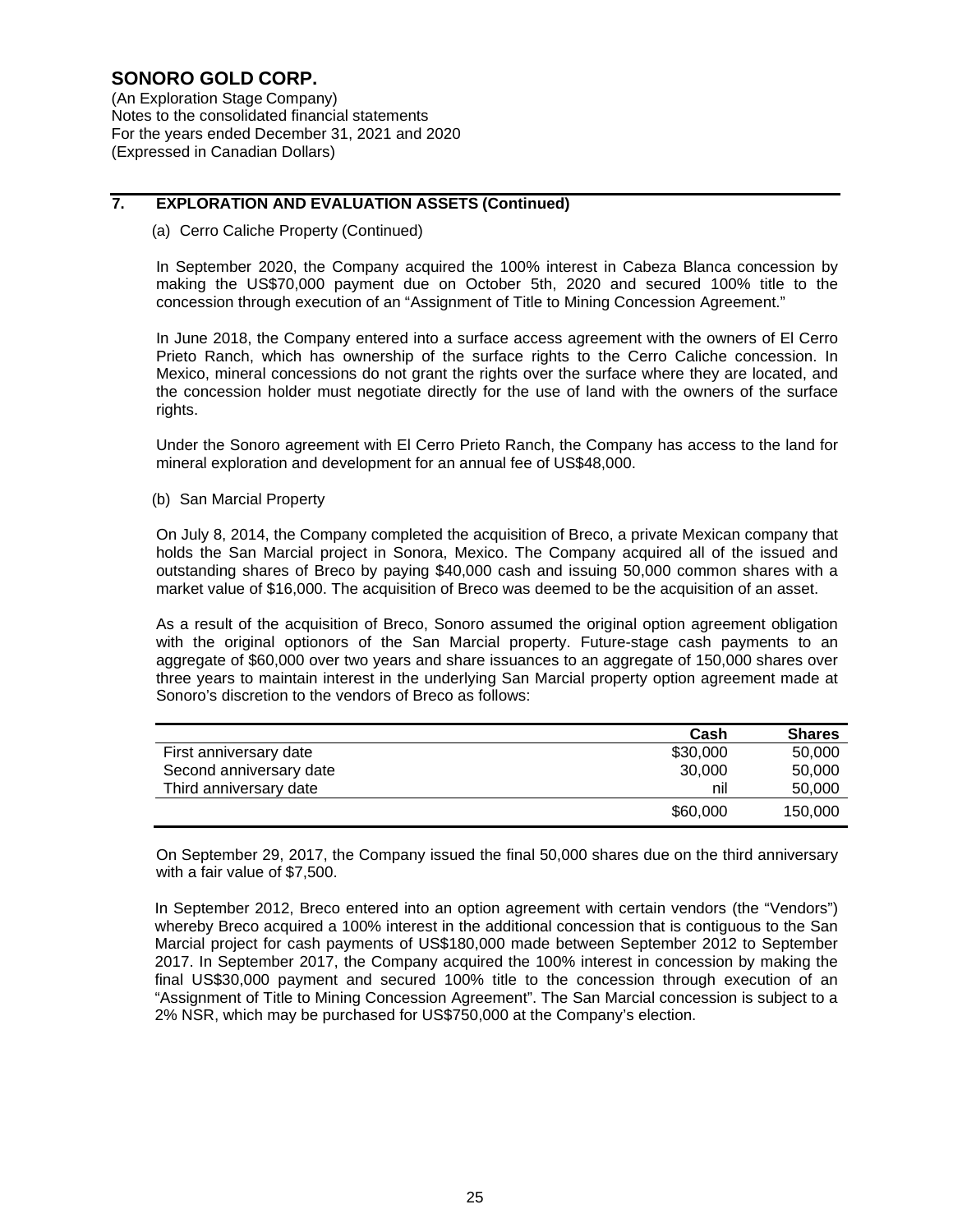## 7. EXPLORATION AND EVALUATION ASSETS (Continued)

(a) Cerro Caliche Property (Continued)

In September 2020, the Company acquired the 100% interest in Cabeza Blanca concession by making the US$70,000 payment due on October 5th, 2020 and secured 100% title to the concession through execution of an "Assignment of Title to Mining Concession Agreement."

In June 2018, the Company entered into a surface access agreement with the owners of El Cerro Prieto Ranch, which has ownership of the surface rights to the Cerro Caliche concession. In Mexico, mineral concessions do not grant the rights over the surface where they are located, and the concession holder must negotiate directly for the use of land with the owners of the surface rights.

Under the Sonoro agreement with El Cerro Prieto Ranch, the Company has access to the land for mineral exploration and development for an annual fee of US$48,000.

(b) San Marcial Property

On July 8, 2014, the Company completed the acquisition of Breco, a private Mexican company that holds the San Marcial project in Sonora, Mexico. The Company acquired all of the issued and outstanding shares of Breco by paying $40,000 cash and issuing 50,000 common shares with a market value of $16,000. The acquisition of Breco was deemed to be the acquisition of an asset.

As a result of the acquisition of Breco, Sonoro assumed the original option agreement obligation with the original optionors of the San Marcial property. Future-stage cash payments to an aggregate of $60,000 over two years and share issuances to an aggregate of 150,000 shares over three years to maintain interest in the underlying San Marcial property option agreement made at Sonoro's discretion to the vendors of Breco as follows:

| | Cash | Shares |
|---|---|---|
| First anniversary date | $30,000 | 50,000 |
| Second anniversary date | 30,000 | 50,000 |
| Third anniversary date | nil | 50,000 |
| | $60,000 | 150,000 |

On September 29, 2017, the Company issued the final 50,000 shares due on the third anniversary with a fair value of $7,500.

In September 2012, Breco entered into an option agreement with certain vendors (the "Vendors") whereby Breco acquired a 100% interest in the additional concession that is contiguous to the San Marcial project for cash payments of US$180,000 made between September 2012 to September 2017. In September 2017, the Company acquired the 100% interest in concession by making the final US$30,000 payment and secured 100% title to the concession through execution of an "Assignment of Title to Mining Concession Agreement". The San Marcial concession is subject to a 2% NSR, which may be purchased for US$750,000 at the Company's election.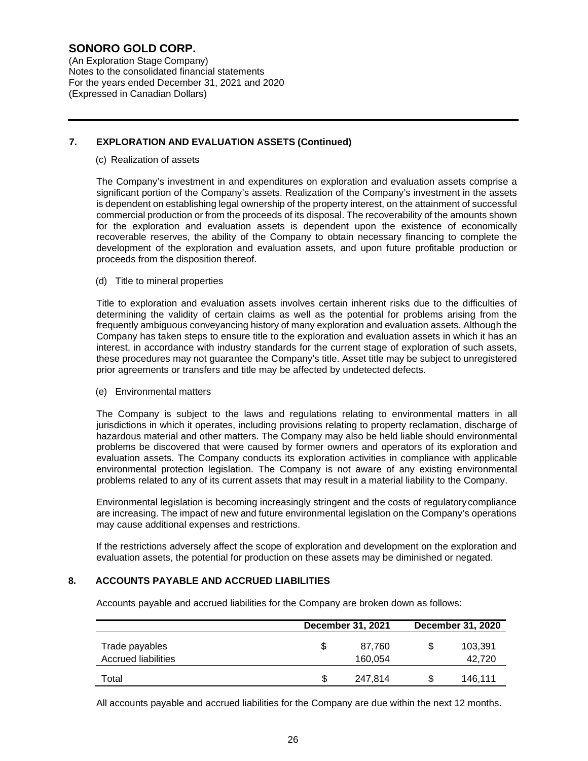## 7. EXPLORATION AND EVALUATION ASSETS (Continued)

(c) Realization of assets

The Company's investment in and expenditures on exploration and evaluation assets comprise a significant portion of the Company's assets. Realization of the Company's investment in the assets is dependent on establishing legal ownership of the property interest, on the attainment of successful commercial production or from the proceeds of its disposal. The recoverability of the amounts shown for the exploration and evaluation assets is dependent upon the existence of economically recoverable reserves, the ability of the Company to obtain necessary financing to complete the development of the exploration and evaluation assets, and upon future profitable production or proceeds from the disposition thereof.

(d) Title to mineral properties

Title to exploration and evaluation assets involves certain inherent risks due to the difficulties of determining the validity of certain claims as well as the potential for problems arising from the frequently ambiguous conveyancing history of many exploration and evaluation assets. Although the Company has taken steps to ensure title to the exploration and evaluation assets in which it has an interest, in accordance with industry standards for the current stage of exploration of such assets, these procedures may not guarantee the Company's title. Asset title may be subject to unregistered prior agreements or transfers and title may be affected by undetected defects.

(e) Environmental matters

The Company is subject to the laws and regulations relating to environmental matters in all jurisdictions in which it operates, including provisions relating to property reclamation, discharge of hazardous material and other matters. The Company may also be held liable should environmental problems be discovered that were caused by former owners and operators of its exploration and evaluation assets. The Company conducts its exploration activities in compliance with applicable environmental protection legislation. The Company is not aware of any existing environmental problems related to any of its current assets that may result in a material liability to the Company.

Environmental legislation is becoming increasingly stringent and the costs of regulatory compliance are increasing. The impact of new and future environmental legislation on the Company's operations may cause additional expenses and restrictions.

If the restrictions adversely affect the scope of exploration and development on the exploration and evaluation assets, the potential for production on these assets may be diminished or negated.

## 8. ACCOUNTS PAYABLE AND ACCRUED LIABILITIES

Accounts payable and accrued liabilities for the Company are broken down as follows:

| | December 31, 2021 | December 31, 2020 |
|---|---|---|
| Trade payables | $ 87,760 | $ 103,391 |
| Accrued liabilities | 160,054 | 42,720 |
| Total | $ 247,814 | $ 146,111 |

All accounts payable and accrued liabilities for the Company are due within the next 12 months.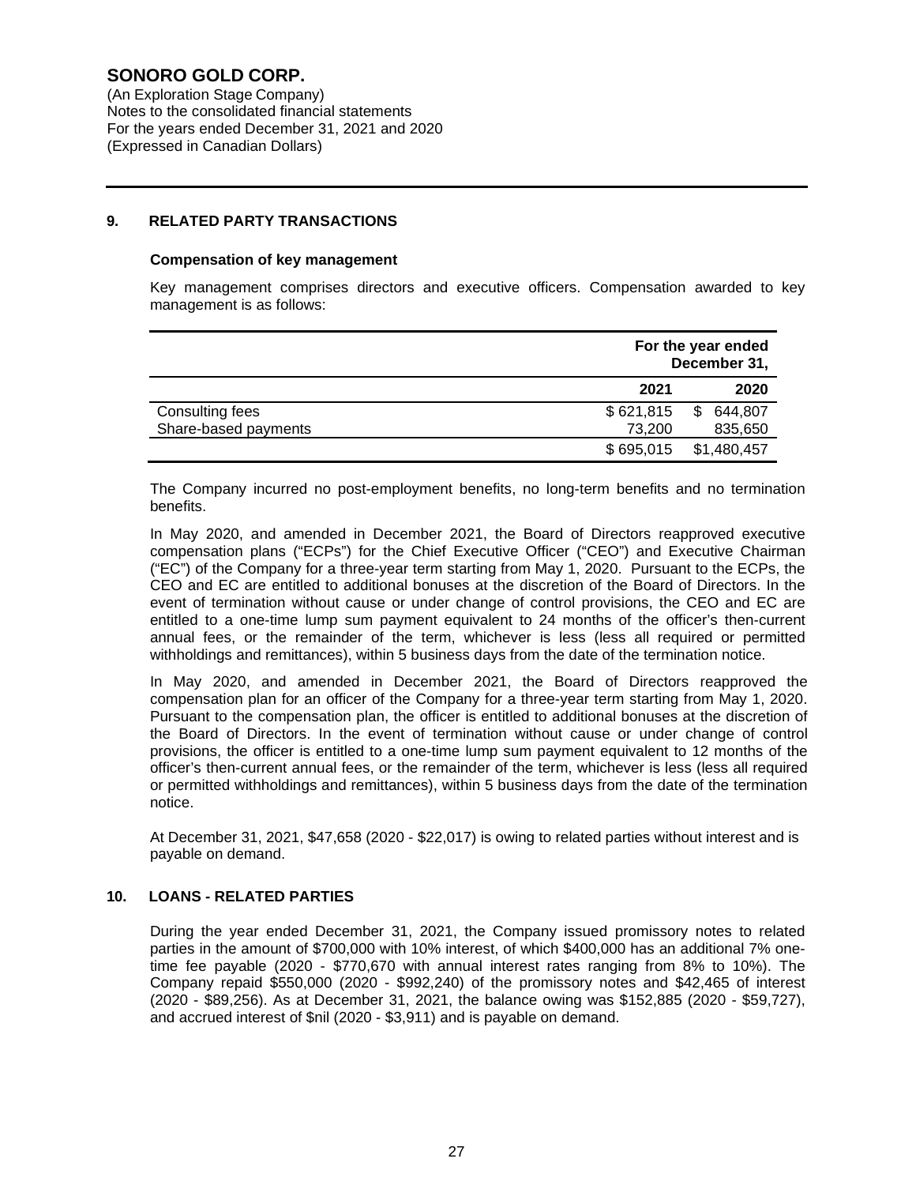**SONORO GOLD CORP.**
(An Exploration Stage Company)
Notes to the consolidated financial statements
For the years ended December 31, 2021 and 2020
(Expressed in Canadian Dollars)

## 9. RELATED PARTY TRANSACTIONS

**Compensation of key management**

Key management comprises directors and executive officers. Compensation awarded to key management is as follows:

| | For the year ended December 31, | |
|---|---:|---:|
| | **2021** | **2020** |
| Consulting fees | $ 621,815 | $ 644,807 |
| Share-based payments | 73,200 | 835,650 |
| | $ 695,015 | $1,480,457 |

The Company incurred no post-employment benefits, no long-term benefits and no termination benefits.

In May 2020, and amended in December 2021, the Board of Directors reapproved executive compensation plans ("ECPs") for the Chief Executive Officer ("CEO") and Executive Chairman ("EC") of the Company for a three-year term starting from May 1, 2020. Pursuant to the ECPs, the CEO and EC are entitled to additional bonuses at the discretion of the Board of Directors. In the event of termination without cause or under change of control provisions, the CEO and EC are entitled to a one-time lump sum payment equivalent to 24 months of the officer's then-current annual fees, or the remainder of the term, whichever is less (less all required or permitted withholdings and remittances), within 5 business days from the date of the termination notice.

In May 2020, and amended in December 2021, the Board of Directors reapproved the compensation plan for an officer of the Company for a three-year term starting from May 1, 2020. Pursuant to the compensation plan, the officer is entitled to additional bonuses at the discretion of the Board of Directors. In the event of termination without cause or under change of control provisions, the officer is entitled to a one-time lump sum payment equivalent to 12 months of the officer's then-current annual fees, or the remainder of the term, whichever is less (less all required or permitted withholdings and remittances), within 5 business days from the date of the termination notice.

At December 31, 2021, $47,658 (2020 - $22,017) is owing to related parties without interest and is payable on demand.

## 10. LOANS - RELATED PARTIES

During the year ended December 31, 2021, the Company issued promissory notes to related parties in the amount of $700,000 with 10% interest, of which $400,000 has an additional 7% one-time fee payable (2020 - $770,670 with annual interest rates ranging from 8% to 10%). The Company repaid $550,000 (2020 - $992,240) of the promissory notes and $42,465 of interest (2020 - $89,256). As at December 31, 2021, the balance owing was $152,885 (2020 - $59,727), and accrued interest of $nil (2020 - $3,911) and is payable on demand.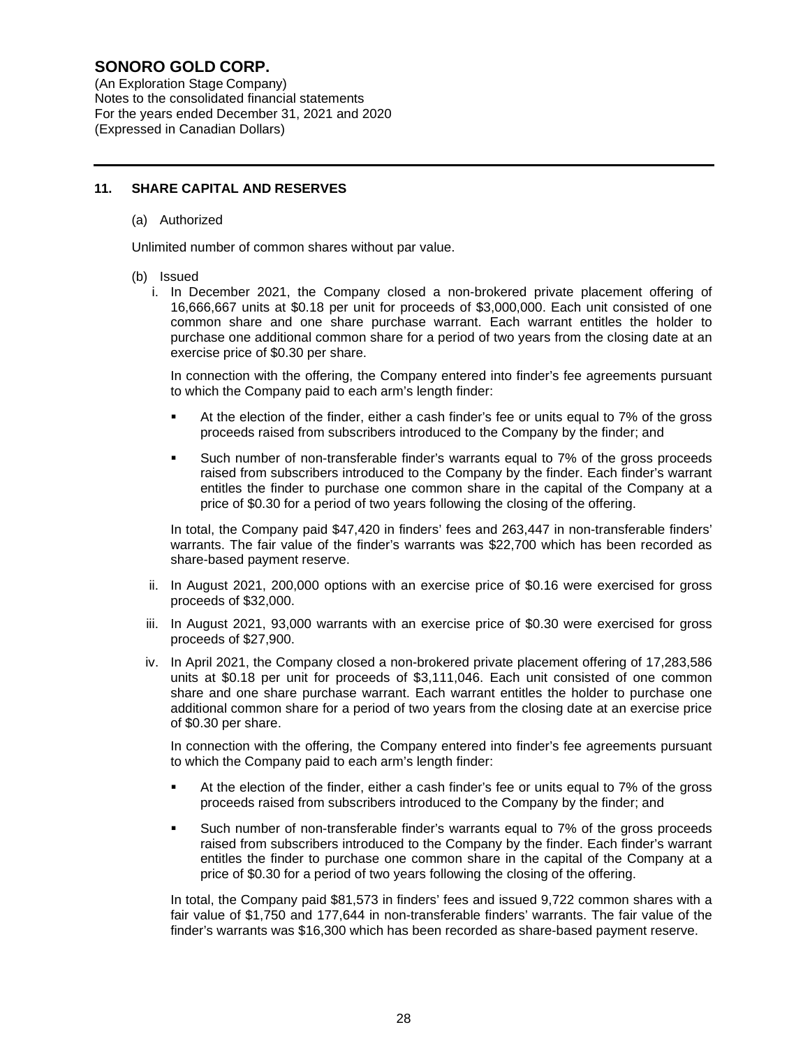# 11. SHARE CAPITAL AND RESERVES

(a) Authorized

Unlimited number of common shares without par value.

(b) Issued

i. In December 2021, the Company closed a non-brokered private placement offering of 16,666,667 units at $0.18 per unit for proceeds of $3,000,000. Each unit consisted of one common share and one share purchase warrant. Each warrant entitles the holder to purchase one additional common share for a period of two years from the closing date at an exercise price of $0.30 per share.

In connection with the offering, the Company entered into finder's fee agreements pursuant to which the Company paid to each arm's length finder:

- At the election of the finder, either a cash finder's fee or units equal to 7% of the gross proceeds raised from subscribers introduced to the Company by the finder; and
- Such number of non-transferable finder's warrants equal to 7% of the gross proceeds raised from subscribers introduced to the Company by the finder. Each finder's warrant entitles the finder to purchase one common share in the capital of the Company at a price of $0.30 for a period of two years following the closing of the offering.

In total, the Company paid $47,420 in finders' fees and 263,447 in non-transferable finders' warrants. The fair value of the finder's warrants was $22,700 which has been recorded as share-based payment reserve.

ii. In August 2021, 200,000 options with an exercise price of $0.16 were exercised for gross proceeds of $32,000.

iii. In August 2021, 93,000 warrants with an exercise price of $0.30 were exercised for gross proceeds of $27,900.

iv. In April 2021, the Company closed a non-brokered private placement offering of 17,283,586 units at $0.18 per unit for proceeds of $3,111,046. Each unit consisted of one common share and one share purchase warrant. Each warrant entitles the holder to purchase one additional common share for a period of two years from the closing date at an exercise price of $0.30 per share.

In connection with the offering, the Company entered into finder's fee agreements pursuant to which the Company paid to each arm's length finder:

- At the election of the finder, either a cash finder's fee or units equal to 7% of the gross proceeds raised from subscribers introduced to the Company by the finder; and
- Such number of non-transferable finder's warrants equal to 7% of the gross proceeds raised from subscribers introduced to the Company by the finder. Each finder's warrant entitles the finder to purchase one common share in the capital of the Company at a price of $0.30 for a period of two years following the closing of the offering.

In total, the Company paid $81,573 in finders' fees and issued 9,722 common shares with a fair value of $1,750 and 177,644 in non-transferable finders' warrants. The fair value of the finder's warrants was $16,300 which has been recorded as share-based payment reserve.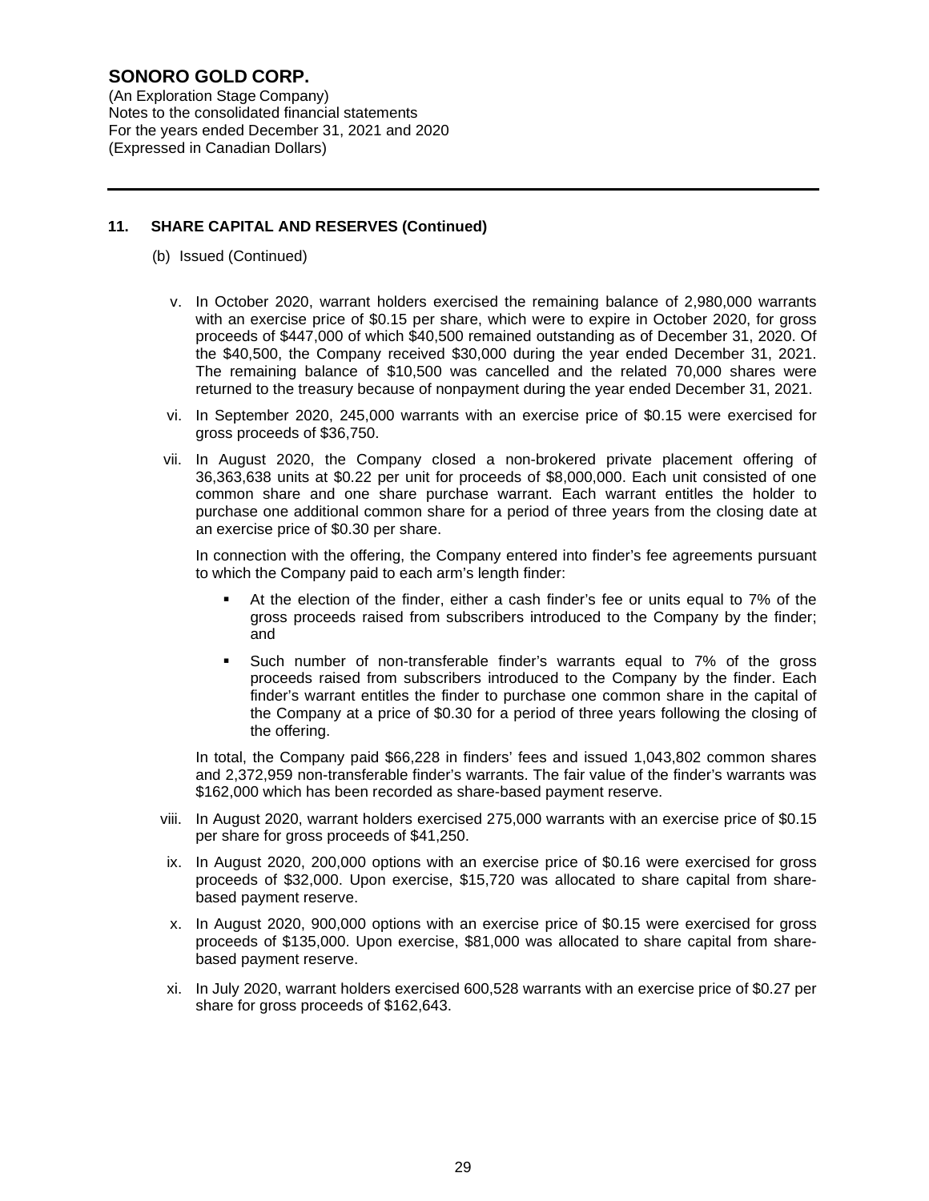## 11. SHARE CAPITAL AND RESERVES (Continued)

(b) Issued (Continued)

v. In October 2020, warrant holders exercised the remaining balance of 2,980,000 warrants with an exercise price of $0.15 per share, which were to expire in October 2020, for gross proceeds of $447,000 of which $40,500 remained outstanding as of December 31, 2020. Of the $40,500, the Company received $30,000 during the year ended December 31, 2021. The remaining balance of $10,500 was cancelled and the related 70,000 shares were returned to the treasury because of nonpayment during the year ended December 31, 2021.

vi. In September 2020, 245,000 warrants with an exercise price of $0.15 were exercised for gross proceeds of $36,750.

vii. In August 2020, the Company closed a non-brokered private placement offering of 36,363,638 units at $0.22 per unit for proceeds of $8,000,000. Each unit consisted of one common share and one share purchase warrant. Each warrant entitles the holder to purchase one additional common share for a period of three years from the closing date at an exercise price of $0.30 per share.

In connection with the offering, the Company entered into finder's fee agreements pursuant to which the Company paid to each arm's length finder:

- At the election of the finder, either a cash finder's fee or units equal to 7% of the gross proceeds raised from subscribers introduced to the Company by the finder; and
- Such number of non-transferable finder's warrants equal to 7% of the gross proceeds raised from subscribers introduced to the Company by the finder. Each finder's warrant entitles the finder to purchase one common share in the capital of the Company at a price of $0.30 for a period of three years following the closing of the offering.

In total, the Company paid $66,228 in finders' fees and issued 1,043,802 common shares and 2,372,959 non-transferable finder's warrants. The fair value of the finder's warrants was $162,000 which has been recorded as share-based payment reserve.

viii. In August 2020, warrant holders exercised 275,000 warrants with an exercise price of $0.15 per share for gross proceeds of $41,250.

ix. In August 2020, 200,000 options with an exercise price of $0.16 were exercised for gross proceeds of $32,000. Upon exercise, $15,720 was allocated to share capital from share-based payment reserve.

x. In August 2020, 900,000 options with an exercise price of $0.15 were exercised for gross proceeds of $135,000. Upon exercise, $81,000 was allocated to share capital from share-based payment reserve.

xi. In July 2020, warrant holders exercised 600,528 warrants with an exercise price of $0.27 per share for gross proceeds of $162,643.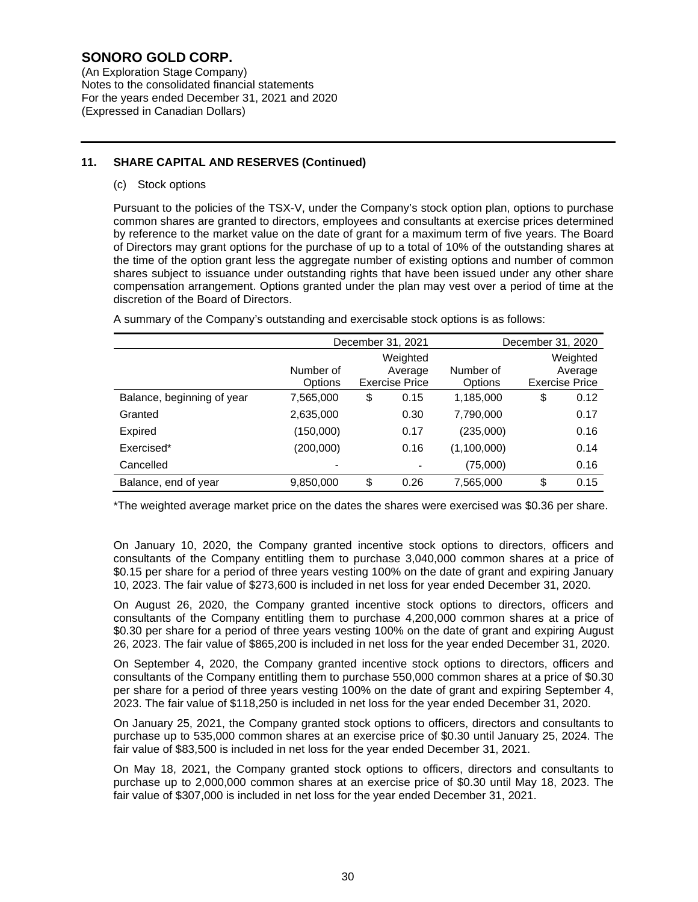# SONORO GOLD CORP.

(An Exploration Stage Company)
Notes to the consolidated financial statements
For the years ended December 31, 2021 and 2020
(Expressed in Canadian Dollars)

## 11. SHARE CAPITAL AND RESERVES (Continued)

(c) Stock options

Pursuant to the policies of the TSX-V, under the Company's stock option plan, options to purchase common shares are granted to directors, employees and consultants at exercise prices determined by reference to the market value on the date of grant for a maximum term of five years. The Board of Directors may grant options for the purchase of up to a total of 10% of the outstanding shares at the time of the option grant less the aggregate number of existing options and number of common shares subject to issuance under outstanding rights that have been issued under any other share compensation arrangement. Options granted under the plan may vest over a period of time at the discretion of the Board of Directors.

A summary of the Company's outstanding and exercisable stock options is as follows:

| | December 31, 2021 | | December 31, 2020 | |
|---|---|---|---|---|
| | Number of Options | Weighted Average Exercise Price | Number of Options | Weighted Average Exercise Price |
| Balance, beginning of year | 7,565,000 | $ 0.15 | 1,185,000 | $ 0.12 |
| Granted | 2,635,000 | 0.30 | 7,790,000 | 0.17 |
| Expired | (150,000) | 0.17 | (235,000) | 0.16 |
| Exercised* | (200,000) | 0.16 | (1,100,000) | 0.14 |
| Cancelled | - | - | (75,000) | 0.16 |
| Balance, end of year | 9,850,000 | $ 0.26 | 7,565,000 | $ 0.15 |

*The weighted average market price on the dates the shares were exercised was $0.36 per share.

On January 10, 2020, the Company granted incentive stock options to directors, officers and consultants of the Company entitling them to purchase 3,040,000 common shares at a price of $0.15 per share for a period of three years vesting 100% on the date of grant and expiring January 10, 2023. The fair value of $273,600 is included in net loss for year ended December 31, 2020.

On August 26, 2020, the Company granted incentive stock options to directors, officers and consultants of the Company entitling them to purchase 4,200,000 common shares at a price of $0.30 per share for a period of three years vesting 100% on the date of grant and expiring August 26, 2023. The fair value of $865,200 is included in net loss for the year ended December 31, 2020.

On September 4, 2020, the Company granted incentive stock options to directors, officers and consultants of the Company entitling them to purchase 550,000 common shares at a price of $0.30 per share for a period of three years vesting 100% on the date of grant and expiring September 4, 2023. The fair value of $118,250 is included in net loss for the year ended December 31, 2020.

On January 25, 2021, the Company granted stock options to officers, directors and consultants to purchase up to 535,000 common shares at an exercise price of $0.30 until January 25, 2024. The fair value of $83,500 is included in net loss for the year ended December 31, 2021.

On May 18, 2021, the Company granted stock options to officers, directors and consultants to purchase up to 2,000,000 common shares at an exercise price of $0.30 until May 18, 2023. The fair value of $307,000 is included in net loss for the year ended December 31, 2021.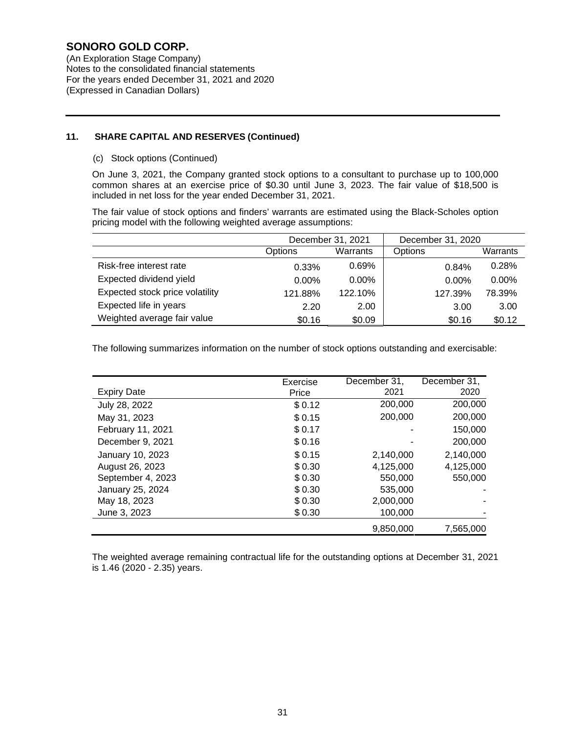# SONORO GOLD CORP.

(An Exploration Stage Company)
Notes to the consolidated financial statements
For the years ended December 31, 2021 and 2020
(Expressed in Canadian Dollars)

## 11. SHARE CAPITAL AND RESERVES (Continued)

(c) Stock options (Continued)

On June 3, 2021, the Company granted stock options to a consultant to purchase up to 100,000 common shares at an exercise price of $0.30 until June 3, 2023. The fair value of $18,500 is included in net loss for the year ended December 31, 2021.

The fair value of stock options and finders' warrants are estimated using the Black-Scholes option pricing model with the following weighted average assumptions:

| | December 31, 2021 | | December 31, 2020 | |
|---|---|---|---|---|
| | Options | Warrants | Options | Warrants |
| Risk-free interest rate | 0.33% | 0.69% | 0.84% | 0.28% |
| Expected dividend yield | 0.00% | 0.00% | 0.00% | 0.00% |
| Expected stock price volatility | 121.88% | 122.10% | 127.39% | 78.39% |
| Expected life in years | 2.20 | 2.00 | 3.00 | 3.00 |
| Weighted average fair value | $0.16 | $0.09 | $0.16 | $0.12 |

The following summarizes information on the number of stock options outstanding and exercisable:

| Expiry Date | Exercise Price | December 31, 2021 | December 31, 2020 |
|---|---|---|---|
| July 28, 2022 | $ 0.12 | 200,000 | 200,000 |
| May 31, 2023 | $ 0.15 | 200,000 | 200,000 |
| February 11, 2021 | $ 0.17 | - | 150,000 |
| December 9, 2021 | $ 0.16 | - | 200,000 |
| January 10, 2023 | $ 0.15 | 2,140,000 | 2,140,000 |
| August 26, 2023 | $ 0.30 | 4,125,000 | 4,125,000 |
| September 4, 2023 | $ 0.30 | 550,000 | 550,000 |
| January 25, 2024 | $ 0.30 | 535,000 | - |
| May 18, 2023 | $ 0.30 | 2,000,000 | - |
| June 3, 2023 | $ 0.30 | 100,000 | - |
| | | 9,850,000 | 7,565,000 |

The weighted average remaining contractual life for the outstanding options at December 31, 2021 is 1.46 (2020 - 2.35) years.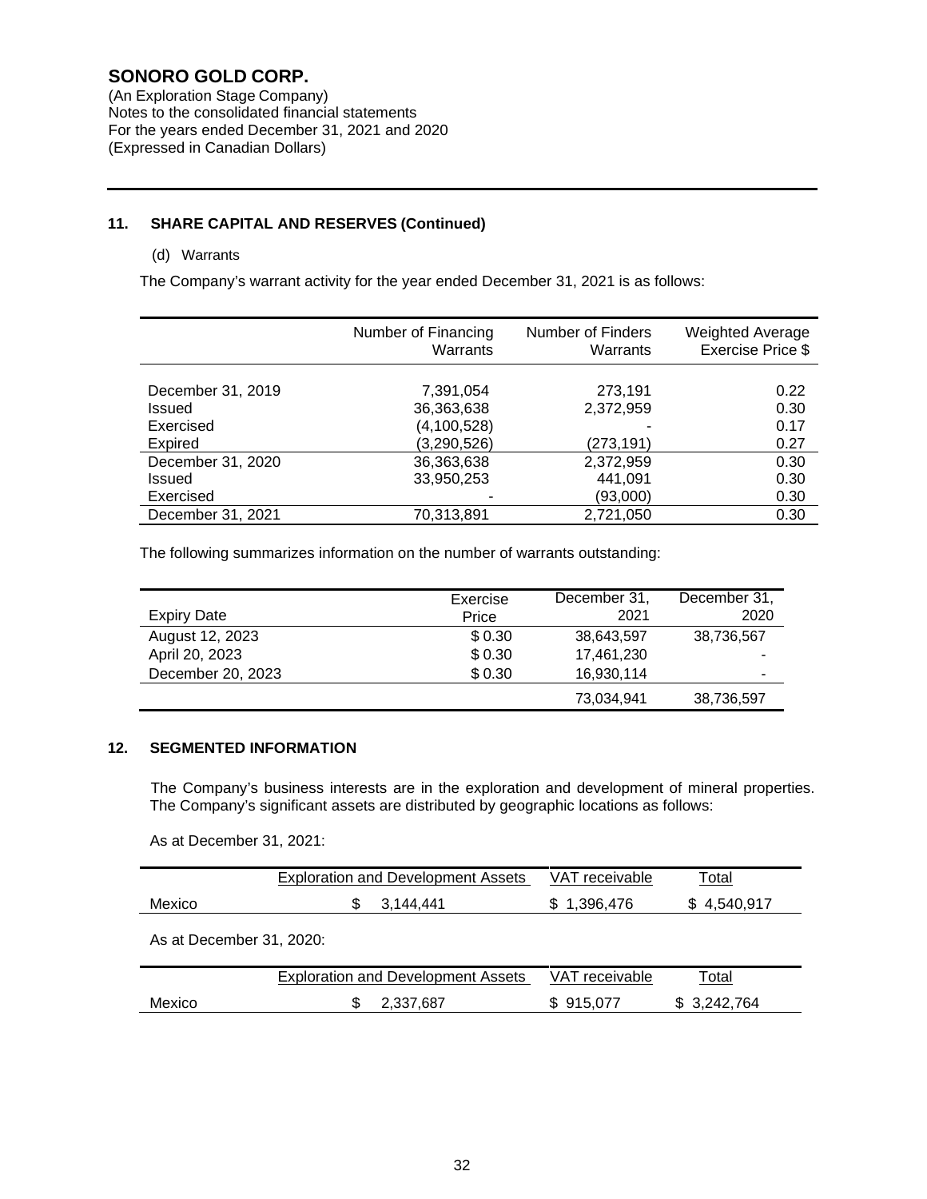**SONORO GOLD CORP.**
(An Exploration Stage Company)
Notes to the consolidated financial statements
For the years ended December 31, 2021 and 2020
(Expressed in Canadian Dollars)

## 11. SHARE CAPITAL AND RESERVES (Continued)

(d) Warrants

The Company's warrant activity for the year ended December 31, 2021 is as follows:

| | Number of Financing Warrants | Number of Finders Warrants | Weighted Average Exercise Price $ |
|---|---|---|---|
| December 31, 2019 | 7,391,054 | 273,191 | 0.22 |
| Issued | 36,363,638 | 2,372,959 | 0.30 |
| Exercised | (4,100,528) | - | 0.17 |
| Expired | (3,290,526) | (273,191) | 0.27 |
| December 31, 2020 | 36,363,638 | 2,372,959 | 0.30 |
| Issued | 33,950,253 | 441,091 | 0.30 |
| Exercised | - | (93,000) | 0.30 |
| December 31, 2021 | 70,313,891 | 2,721,050 | 0.30 |

The following summarizes information on the number of warrants outstanding:

| Expiry Date | Exercise Price | December 31, 2021 | December 31, 2020 |
|---|---|---|---|
| August 12, 2023 | $ 0.30 | 38,643,597 | 38,736,567 |
| April 20, 2023 | $ 0.30 | 17,461,230 | - |
| December 20, 2023 | $ 0.30 | 16,930,114 | - |
| | | 73,034,941 | 38,736,597 |

## 12. SEGMENTED INFORMATION

The Company's business interests are in the exploration and development of mineral properties. The Company's significant assets are distributed by geographic locations as follows:

As at December 31, 2021:

| | Exploration and Development Assets | VAT receivable | Total |
|---|---|---|---|
| Mexico | $ 3,144,441 | $ 1,396,476 | $ 4,540,917 |

As at December 31, 2020:

| | Exploration and Development Assets | VAT receivable | Total |
|---|---|---|---|
| Mexico | $ 2,337,687 | $ 915,077 | $ 3,242,764 |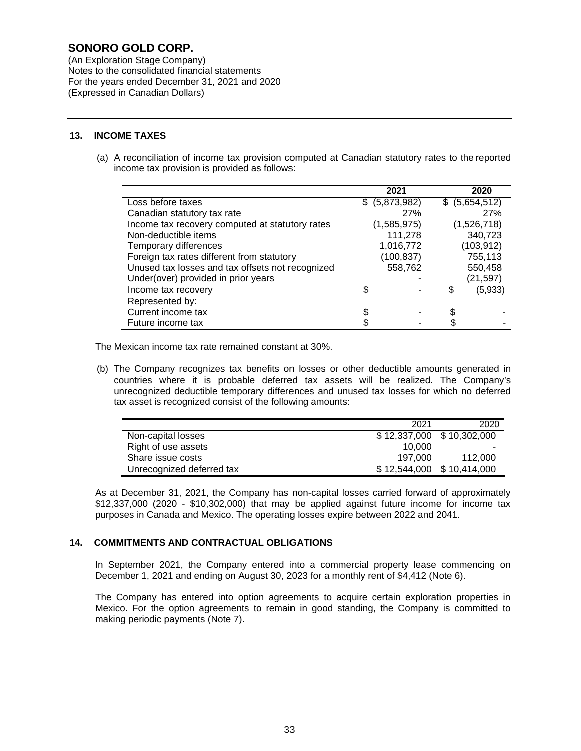# SONORO GOLD CORP.

(An Exploration Stage Company)
Notes to the consolidated financial statements
For the years ended December 31, 2021 and 2020
(Expressed in Canadian Dollars)

## 13. INCOME TAXES

(a) A reconciliation of income tax provision computed at Canadian statutory rates to the reported income tax provision is provided as follows:

| | 2021 | 2020 |
|---|---|---|
| Loss before taxes | $ (5,873,982) | $ (5,654,512) |
| Canadian statutory tax rate | 27% | 27% |
| Income tax recovery computed at statutory rates | (1,585,975) | (1,526,718) |
| Non-deductible items | 111,278 | 340,723 |
| Temporary differences | 1,016,772 | (103,912) |
| Foreign tax rates different from statutory | (100,837) | 755,113 |
| Unused tax losses and tax offsets not recognized | 558,762 | 550,458 |
| Under(over) provided in prior years | - | (21,597) |
| Income tax recovery | $ - | $ (5,933) |
| Represented by: | | |
| Current income tax | $ - | $ - |
| Future income tax | $ - | $ - |

The Mexican income tax rate remained constant at 30%.

(b) The Company recognizes tax benefits on losses or other deductible amounts generated in countries where it is probable deferred tax assets will be realized. The Company's unrecognized deductible temporary differences and unused tax losses for which no deferred tax asset is recognized consist of the following amounts:

| | 2021 | 2020 |
|---|---|---|
| Non-capital losses | $ 12,337,000 | $ 10,302,000 |
| Right of use assets | 10,000 | - |
| Share issue costs | 197,000 | 112,000 |
| Unrecognized deferred tax | $ 12,544,000 | $ 10,414,000 |

As at December 31, 2021, the Company has non-capital losses carried forward of approximately $12,337,000 (2020 - $10,302,000) that may be applied against future income for income tax purposes in Canada and Mexico. The operating losses expire between 2022 and 2041.

## 14. COMMITMENTS AND CONTRACTUAL OBLIGATIONS

In September 2021, the Company entered into a commercial property lease commencing on December 1, 2021 and ending on August 30, 2023 for a monthly rent of $4,412 (Note 6).

The Company has entered into option agreements to acquire certain exploration properties in Mexico. For the option agreements to remain in good standing, the Company is committed to making periodic payments (Note 7).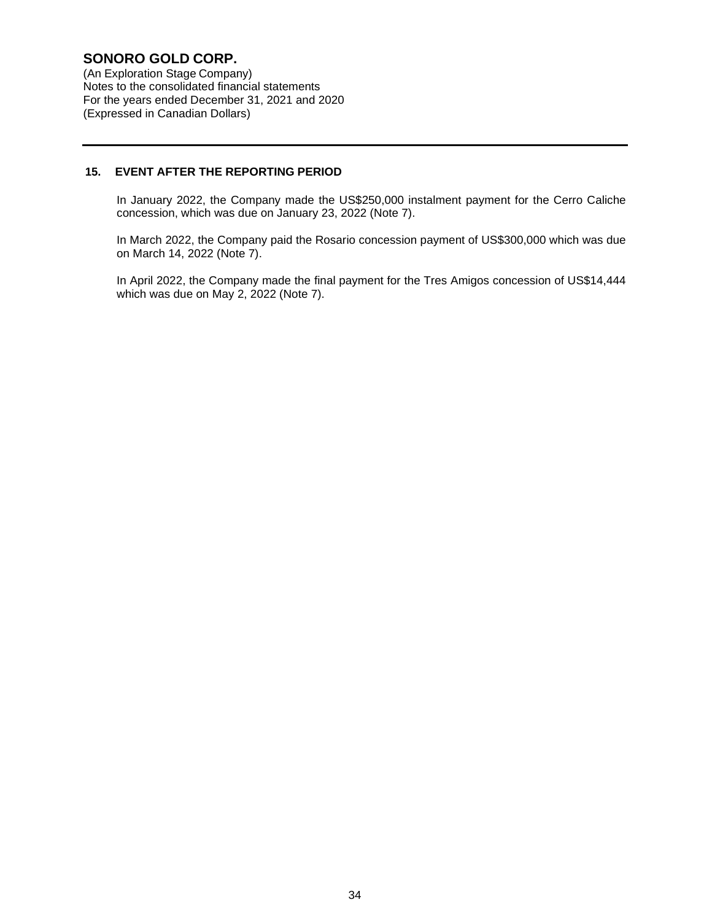## 15. EVENT AFTER THE REPORTING PERIOD

In January 2022, the Company made the US$250,000 instalment payment for the Cerro Caliche concession, which was due on January 23, 2022 (Note 7).

In March 2022, the Company paid the Rosario concession payment of US$300,000 which was due on March 14, 2022 (Note 7).

In April 2022, the Company made the final payment for the Tres Amigos concession of US$14,444 which was due on May 2, 2022 (Note 7).